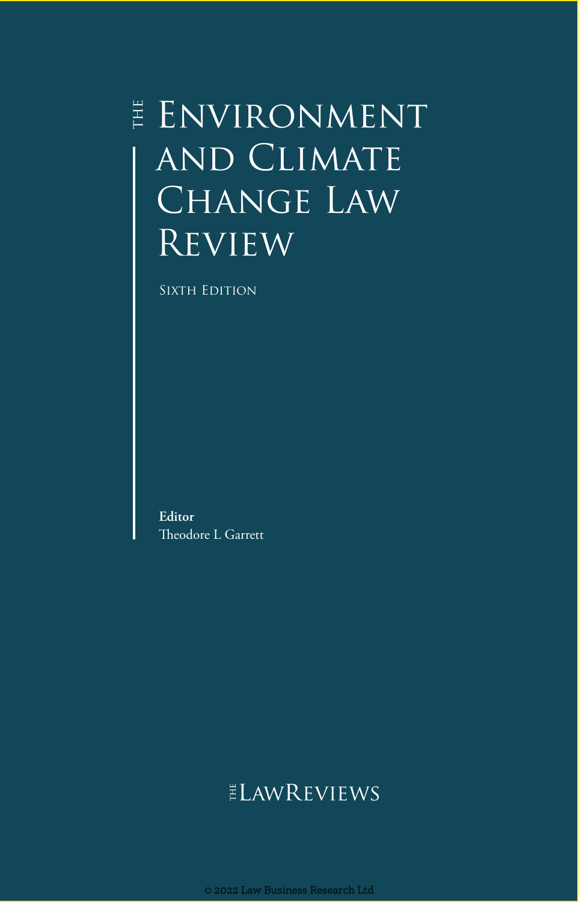# THE Environment and Climate Change Law Review

Sixth Edition

**Editor**
Theodore L Garrett

THE LAWREVIEWS

© 2022 Law Business Research Ltd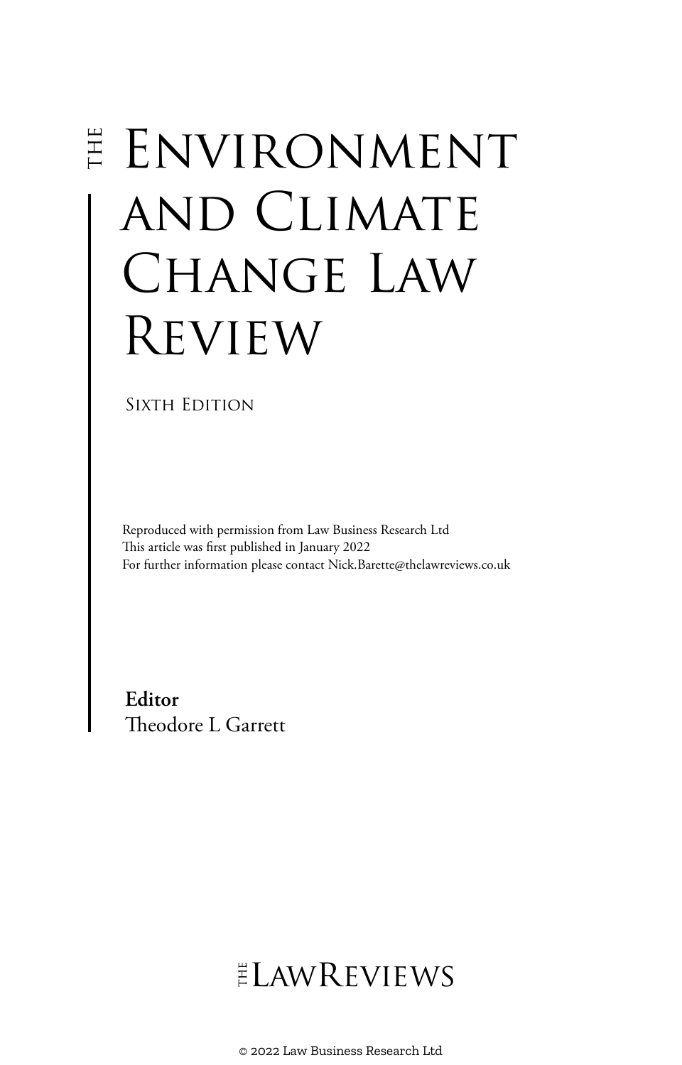# The Environment and Climate Change Law Review

Sixth Edition

Reproduced with permission from Law Business Research Ltd
This article was first published in January 2022
For further information please contact Nick.Barette@thelawreviews.co.uk

**Editor**
Theodore L Garrett

The Law Reviews

© 2022 Law Business Research Ltd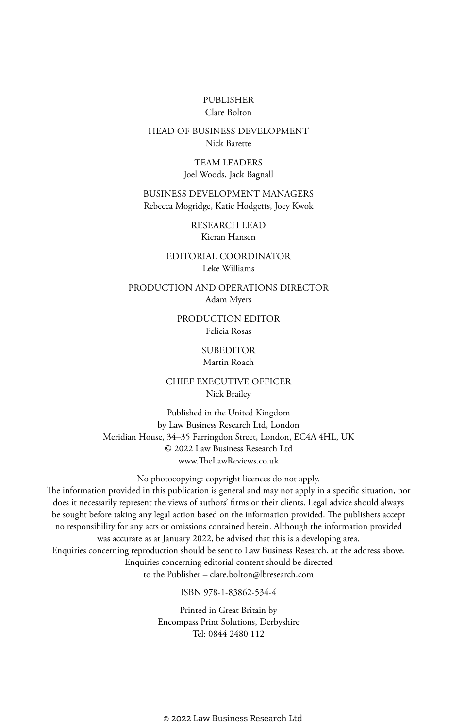PUBLISHER
Clare Bolton

HEAD OF BUSINESS DEVELOPMENT
Nick Barette

TEAM LEADERS
Joel Woods, Jack Bagnall

BUSINESS DEVELOPMENT MANAGERS
Rebecca Mogridge, Katie Hodgetts, Joey Kwok

RESEARCH LEAD
Kieran Hansen

EDITORIAL COORDINATOR
Leke Williams

PRODUCTION AND OPERATIONS DIRECTOR
Adam Myers

PRODUCTION EDITOR
Felicia Rosas

SUBEDITOR
Martin Roach

CHIEF EXECUTIVE OFFICER
Nick Brailey

Published in the United Kingdom
by Law Business Research Ltd, London
Meridian House, 34–35 Farringdon Street, London, EC4A 4HL, UK
© 2022 Law Business Research Ltd
www.TheLawReviews.co.uk

No photocopying: copyright licences do not apply.
The information provided in this publication is general and may not apply in a specific situation, nor does it necessarily represent the views of authors' firms or their clients. Legal advice should always be sought before taking any legal action based on the information provided. The publishers accept no responsibility for any acts or omissions contained herein. Although the information provided was accurate as at January 2022, be advised that this is a developing area.
Enquiries concerning reproduction should be sent to Law Business Research, at the address above.
Enquiries concerning editorial content should be directed
to the Publisher – clare.bolton@lbresearch.com

ISBN 978-1-83862-534-4

Printed in Great Britain by
Encompass Print Solutions, Derbyshire
Tel: 0844 2480 112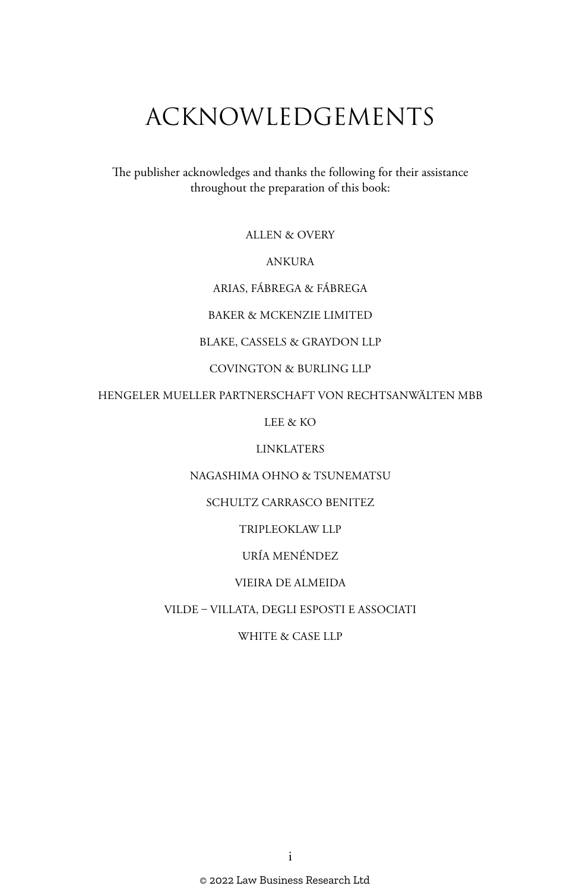# ACKNOWLEDGEMENTS

The publisher acknowledges and thanks the following for their assistance throughout the preparation of this book:

ALLEN & OVERY

ANKURA

ARIAS, FÁBREGA & FÁBREGA

BAKER & MCKENZIE LIMITED

BLAKE, CASSELS & GRAYDON LLP

COVINGTON & BURLING LLP

HENGELER MUELLER PARTNERSCHAFT VON RECHTSANWÄLTEN MBB

LEE & KO

LINKLATERS

NAGASHIMA OHNO & TSUNEMATSU

SCHULTZ CARRASCO BENITEZ

TRIPLEOKLAW LLP

URÍA MENÉNDEZ

VIEIRA DE ALMEIDA

VILDE – VILLATA, DEGLI ESPOSTI E ASSOCIATI

WHITE & CASE LLP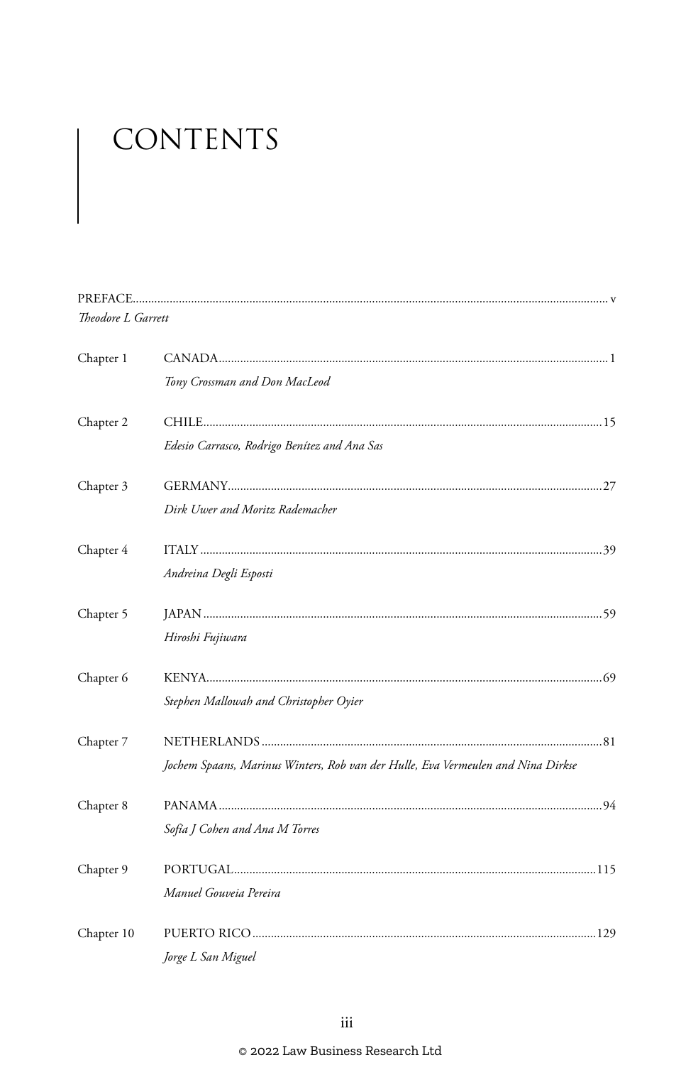# CONTENTS

PREFACE ........ v
*Theodore L Garrett*

Chapter 1 CANADA ........ 1
*Tony Crossman and Don MacLeod*

Chapter 2 CHILE ........ 15
*Edesio Carrasco, Rodrigo Benítez and Ana Sas*

Chapter 3 GERMANY ........ 27
*Dirk Uwer and Moritz Rademacher*

Chapter 4 ITALY ........ 39
*Andreina Degli Esposti*

Chapter 5 JAPAN ........ 59
*Hiroshi Fujiwara*

Chapter 6 KENYA ........ 69
*Stephen Mallowah and Christopher Oyier*

Chapter 7 NETHERLANDS ........ 81
*Jochem Spaans, Marinus Winters, Rob van der Hulle, Eva Vermeulen and Nina Dirkse*

Chapter 8 PANAMA ........ 94
*Sofía J Cohen and Ana M Torres*

Chapter 9 PORTUGAL ........ 115
*Manuel Gouveia Pereira*

Chapter 10 PUERTO RICO ........ 129
*Jorge L San Miguel*

© 2022 Law Business Research Ltd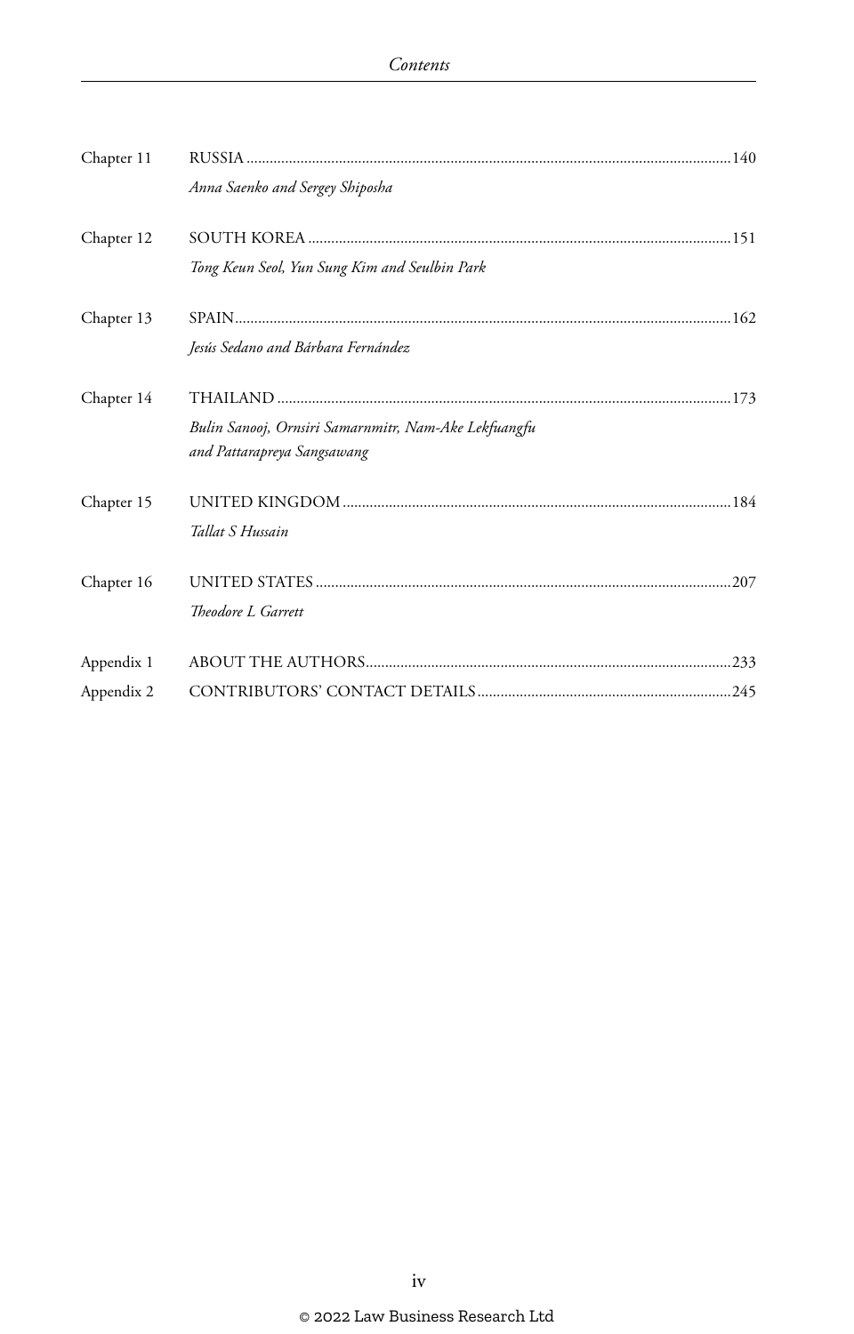| | | |
|---|---|---|
| Chapter 11 | RUSSIA<br>*Anna Saenko and Sergey Shiposha* | 140 |
| Chapter 12 | SOUTH KOREA<br>*Tong Keun Seol, Yun Sung Kim and Seulbin Park* | 151 |
| Chapter 13 | SPAIN<br>*Jesús Sedano and Bárbara Fernández* | 162 |
| Chapter 14 | THAILAND<br>*Bulin Sanooj, Ornsiri Samarnmitr, Nam-Ake Lekfuangfu and Pattarapreya Sangsawang* | 173 |
| Chapter 15 | UNITED KINGDOM<br>*Tallat S Hussain* | 184 |
| Chapter 16 | UNITED STATES<br>*Theodore L Garrett* | 207 |
| Appendix 1 | ABOUT THE AUTHORS | 233 |
| Appendix 2 | CONTRIBUTORS' CONTACT DETAILS | 245 |

© 2022 Law Business Research Ltd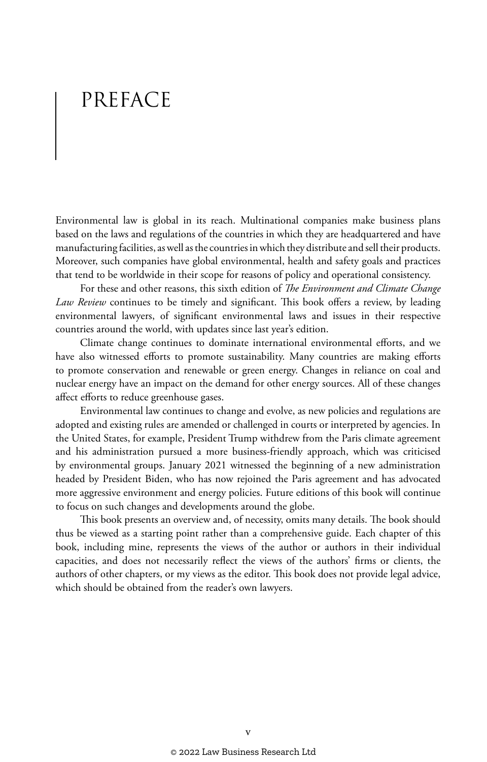# PREFACE

Environmental law is global in its reach. Multinational companies make business plans based on the laws and regulations of the countries in which they are headquartered and have manufacturing facilities, as well as the countries in which they distribute and sell their products. Moreover, such companies have global environmental, health and safety goals and practices that tend to be worldwide in their scope for reasons of policy and operational consistency.

For these and other reasons, this sixth edition of *The Environment and Climate Change Law Review* continues to be timely and significant. This book offers a review, by leading environmental lawyers, of significant environmental laws and issues in their respective countries around the world, with updates since last year's edition.

Climate change continues to dominate international environmental efforts, and we have also witnessed efforts to promote sustainability. Many countries are making efforts to promote conservation and renewable or green energy. Changes in reliance on coal and nuclear energy have an impact on the demand for other energy sources. All of these changes affect efforts to reduce greenhouse gases.

Environmental law continues to change and evolve, as new policies and regulations are adopted and existing rules are amended or challenged in courts or interpreted by agencies. In the United States, for example, President Trump withdrew from the Paris climate agreement and his administration pursued a more business-friendly approach, which was criticised by environmental groups. January 2021 witnessed the beginning of a new administration headed by President Biden, who has now rejoined the Paris agreement and has advocated more aggressive environment and energy policies. Future editions of this book will continue to focus on such changes and developments around the globe.

This book presents an overview and, of necessity, omits many details. The book should thus be viewed as a starting point rather than a comprehensive guide. Each chapter of this book, including mine, represents the views of the author or authors in their individual capacities, and does not necessarily reflect the views of the authors' firms or clients, the authors of other chapters, or my views as the editor. This book does not provide legal advice, which should be obtained from the reader's own lawyers.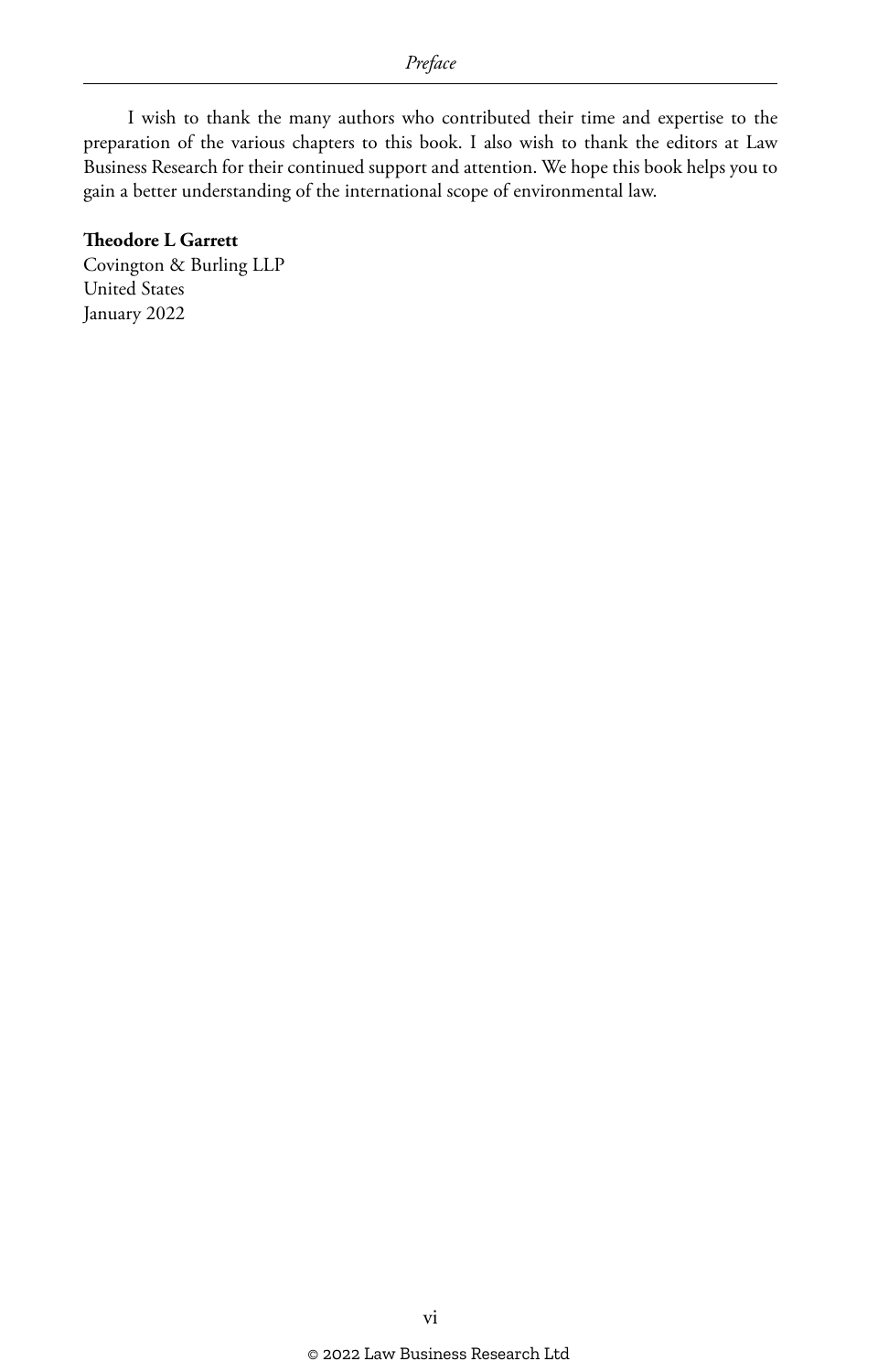I wish to thank the many authors who contributed their time and expertise to the preparation of the various chapters to this book. I also wish to thank the editors at Law Business Research for their continued support and attention. We hope this book helps you to gain a better understanding of the international scope of environmental law.

**Theodore L Garrett**
Covington & Burling LLP
United States
January 2022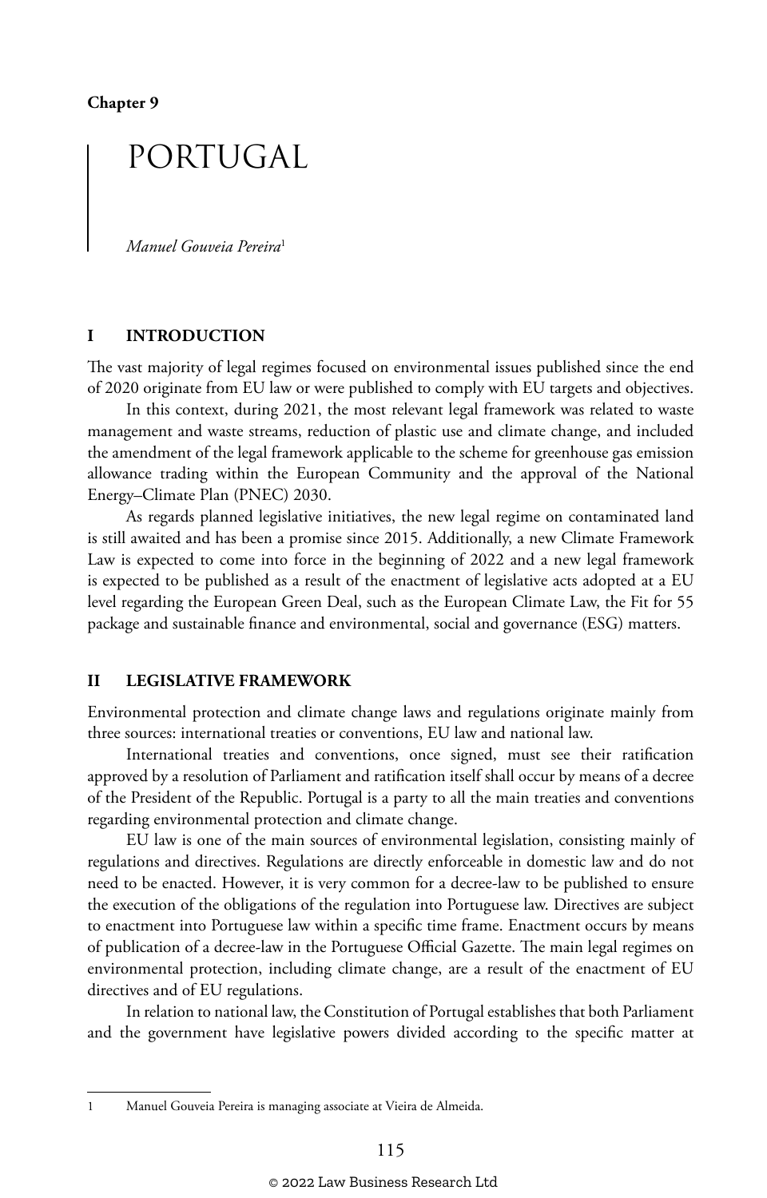Chapter 9

# PORTUGAL

*Manuel Gouveia Pereira*[1]

## I INTRODUCTION

The vast majority of legal regimes focused on environmental issues published since the end of 2020 originate from EU law or were published to comply with EU targets and objectives.

In this context, during 2021, the most relevant legal framework was related to waste management and waste streams, reduction of plastic use and climate change, and included the amendment of the legal framework applicable to the scheme for greenhouse gas emission allowance trading within the European Community and the approval of the National Energy–Climate Plan (PNEC) 2030.

As regards planned legislative initiatives, the new legal regime on contaminated land is still awaited and has been a promise since 2015. Additionally, a new Climate Framework Law is expected to come into force in the beginning of 2022 and a new legal framework is expected to be published as a result of the enactment of legislative acts adopted at a EU level regarding the European Green Deal, such as the European Climate Law, the Fit for 55 package and sustainable finance and environmental, social and governance (ESG) matters.

## II LEGISLATIVE FRAMEWORK

Environmental protection and climate change laws and regulations originate mainly from three sources: international treaties or conventions, EU law and national law.

International treaties and conventions, once signed, must see their ratification approved by a resolution of Parliament and ratification itself shall occur by means of a decree of the President of the Republic. Portugal is a party to all the main treaties and conventions regarding environmental protection and climate change.

EU law is one of the main sources of environmental legislation, consisting mainly of regulations and directives. Regulations are directly enforceable in domestic law and do not need to be enacted. However, it is very common for a decree-law to be published to ensure the execution of the obligations of the regulation into Portuguese law. Directives are subject to enactment into Portuguese law within a specific time frame. Enactment occurs by means of publication of a decree-law in the Portuguese Official Gazette. The main legal regimes on environmental protection, including climate change, are a result of the enactment of EU directives and of EU regulations.

In relation to national law, the Constitution of Portugal establishes that both Parliament and the government have legislative powers divided according to the specific matter at

---

1 Manuel Gouveia Pereira is managing associate at Vieira de Almeida.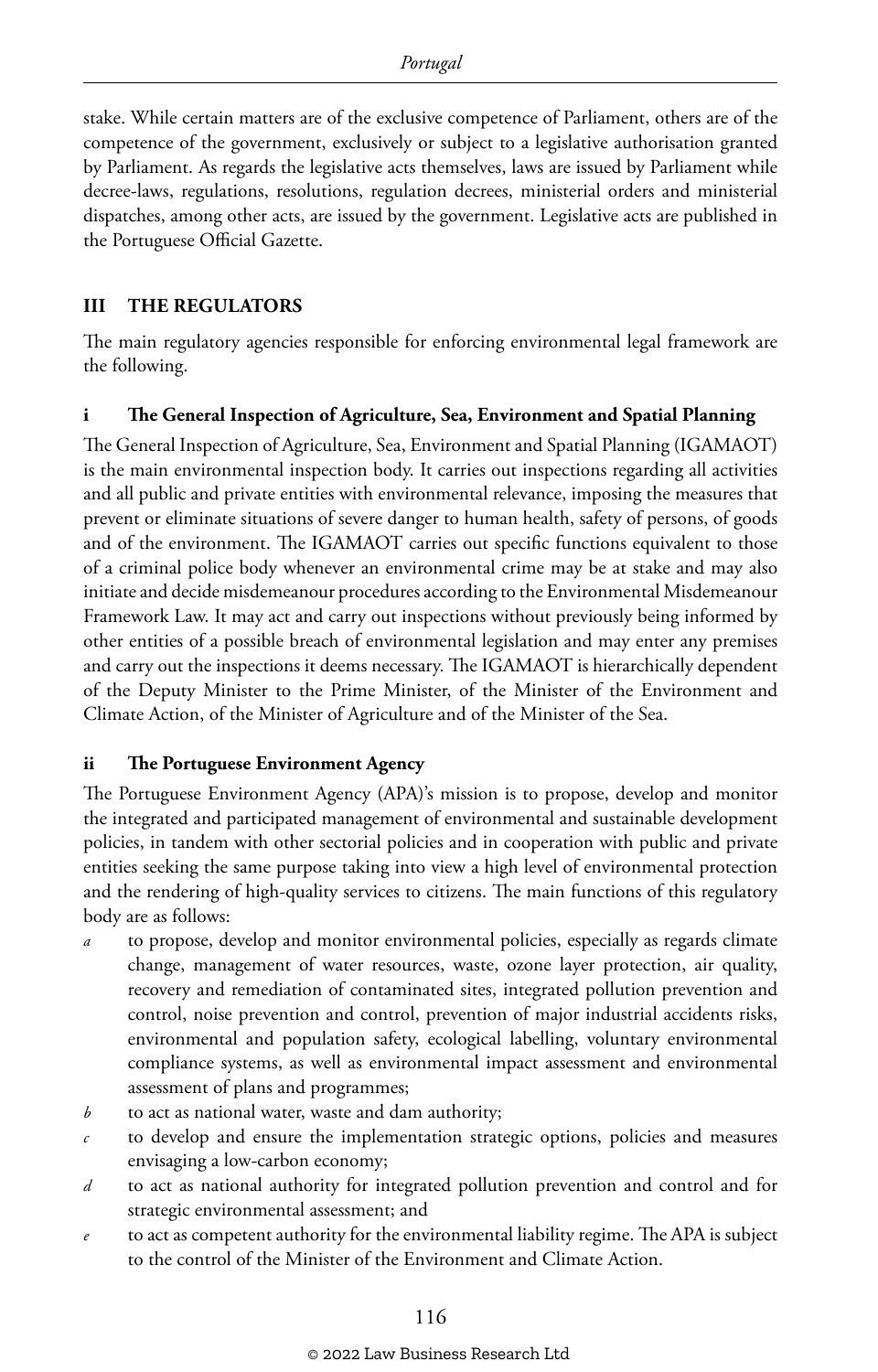stake. While certain matters are of the exclusive competence of Parliament, others are of the competence of the government, exclusively or subject to a legislative authorisation granted by Parliament. As regards the legislative acts themselves, laws are issued by Parliament while decree-laws, regulations, resolutions, regulation decrees, ministerial orders and ministerial dispatches, among other acts, are issued by the government. Legislative acts are published in the Portuguese Official Gazette.

## III THE REGULATORS

The main regulatory agencies responsible for enforcing environmental legal framework are the following.

### i The General Inspection of Agriculture, Sea, Environment and Spatial Planning

The General Inspection of Agriculture, Sea, Environment and Spatial Planning (IGAMAOT) is the main environmental inspection body. It carries out inspections regarding all activities and all public and private entities with environmental relevance, imposing the measures that prevent or eliminate situations of severe danger to human health, safety of persons, of goods and of the environment. The IGAMAOT carries out specific functions equivalent to those of a criminal police body whenever an environmental crime may be at stake and may also initiate and decide misdemeanour procedures according to the Environmental Misdemeanour Framework Law. It may act and carry out inspections without previously being informed by other entities of a possible breach of environmental legislation and may enter any premises and carry out the inspections it deems necessary. The IGAMAOT is hierarchically dependent of the Deputy Minister to the Prime Minister, of the Minister of the Environment and Climate Action, of the Minister of Agriculture and of the Minister of the Sea.

### ii The Portuguese Environment Agency

The Portuguese Environment Agency (APA)'s mission is to propose, develop and monitor the integrated and participated management of environmental and sustainable development policies, in tandem with other sectorial policies and in cooperation with public and private entities seeking the same purpose taking into view a high level of environmental protection and the rendering of high-quality services to citizens. The main functions of this regulatory body are as follows:

- *a* to propose, develop and monitor environmental policies, especially as regards climate change, management of water resources, waste, ozone layer protection, air quality, recovery and remediation of contaminated sites, integrated pollution prevention and control, noise prevention and control, prevention of major industrial accidents risks, environmental and population safety, ecological labelling, voluntary environmental compliance systems, as well as environmental impact assessment and environmental assessment of plans and programmes;
- *b* to act as national water, waste and dam authority;
- *c* to develop and ensure the implementation strategic options, policies and measures envisaging a low-carbon economy;
- *d* to act as national authority for integrated pollution prevention and control and for strategic environmental assessment; and
- *e* to act as competent authority for the environmental liability regime. The APA is subject to the control of the Minister of the Environment and Climate Action.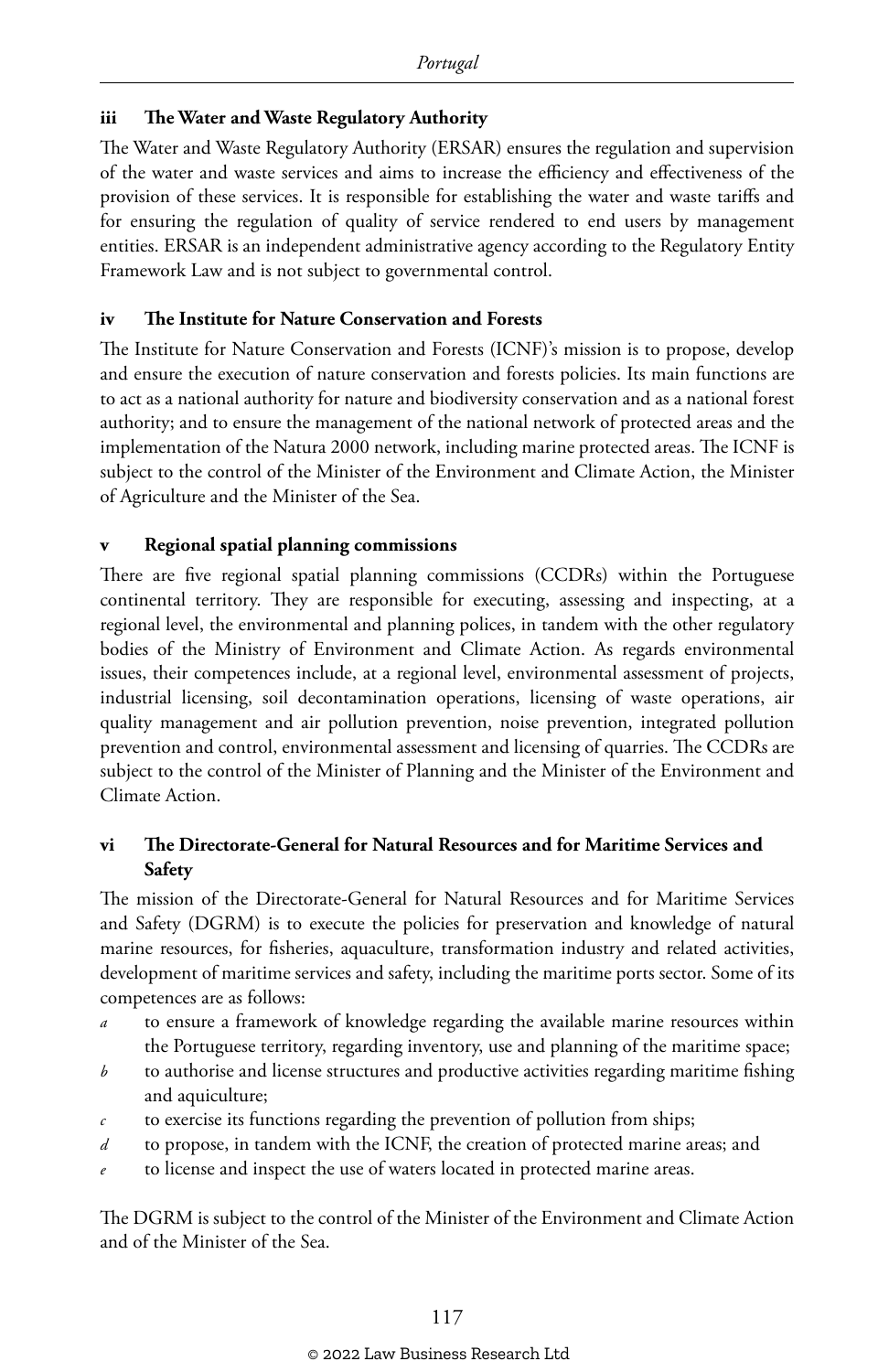### iii The Water and Waste Regulatory Authority

The Water and Waste Regulatory Authority (ERSAR) ensures the regulation and supervision of the water and waste services and aims to increase the efficiency and effectiveness of the provision of these services. It is responsible for establishing the water and waste tariffs and for ensuring the regulation of quality of service rendered to end users by management entities. ERSAR is an independent administrative agency according to the Regulatory Entity Framework Law and is not subject to governmental control.

### iv The Institute for Nature Conservation and Forests

The Institute for Nature Conservation and Forests (ICNF)'s mission is to propose, develop and ensure the execution of nature conservation and forests policies. Its main functions are to act as a national authority for nature and biodiversity conservation and as a national forest authority; and to ensure the management of the national network of protected areas and the implementation of the Natura 2000 network, including marine protected areas. The ICNF is subject to the control of the Minister of the Environment and Climate Action, the Minister of Agriculture and the Minister of the Sea.

### v Regional spatial planning commissions

There are five regional spatial planning commissions (CCDRs) within the Portuguese continental territory. They are responsible for executing, assessing and inspecting, at a regional level, the environmental and planning polices, in tandem with the other regulatory bodies of the Ministry of Environment and Climate Action. As regards environmental issues, their competences include, at a regional level, environmental assessment of projects, industrial licensing, soil decontamination operations, licensing of waste operations, air quality management and air pollution prevention, noise prevention, integrated pollution prevention and control, environmental assessment and licensing of quarries. The CCDRs are subject to the control of the Minister of Planning and the Minister of the Environment and Climate Action.

### vi The Directorate-General for Natural Resources and for Maritime Services and Safety

The mission of the Directorate-General for Natural Resources and for Maritime Services and Safety (DGRM) is to execute the policies for preservation and knowledge of natural marine resources, for fisheries, aquaculture, transformation industry and related activities, development of maritime services and safety, including the maritime ports sector. Some of its competences are as follows:

- *a* to ensure a framework of knowledge regarding the available marine resources within the Portuguese territory, regarding inventory, use and planning of the maritime space;
- *b* to authorise and license structures and productive activities regarding maritime fishing and aquiculture;
- *c* to exercise its functions regarding the prevention of pollution from ships;
- *d* to propose, in tandem with the ICNF, the creation of protected marine areas; and
- *e* to license and inspect the use of waters located in protected marine areas.

The DGRM is subject to the control of the Minister of the Environment and Climate Action and of the Minister of the Sea.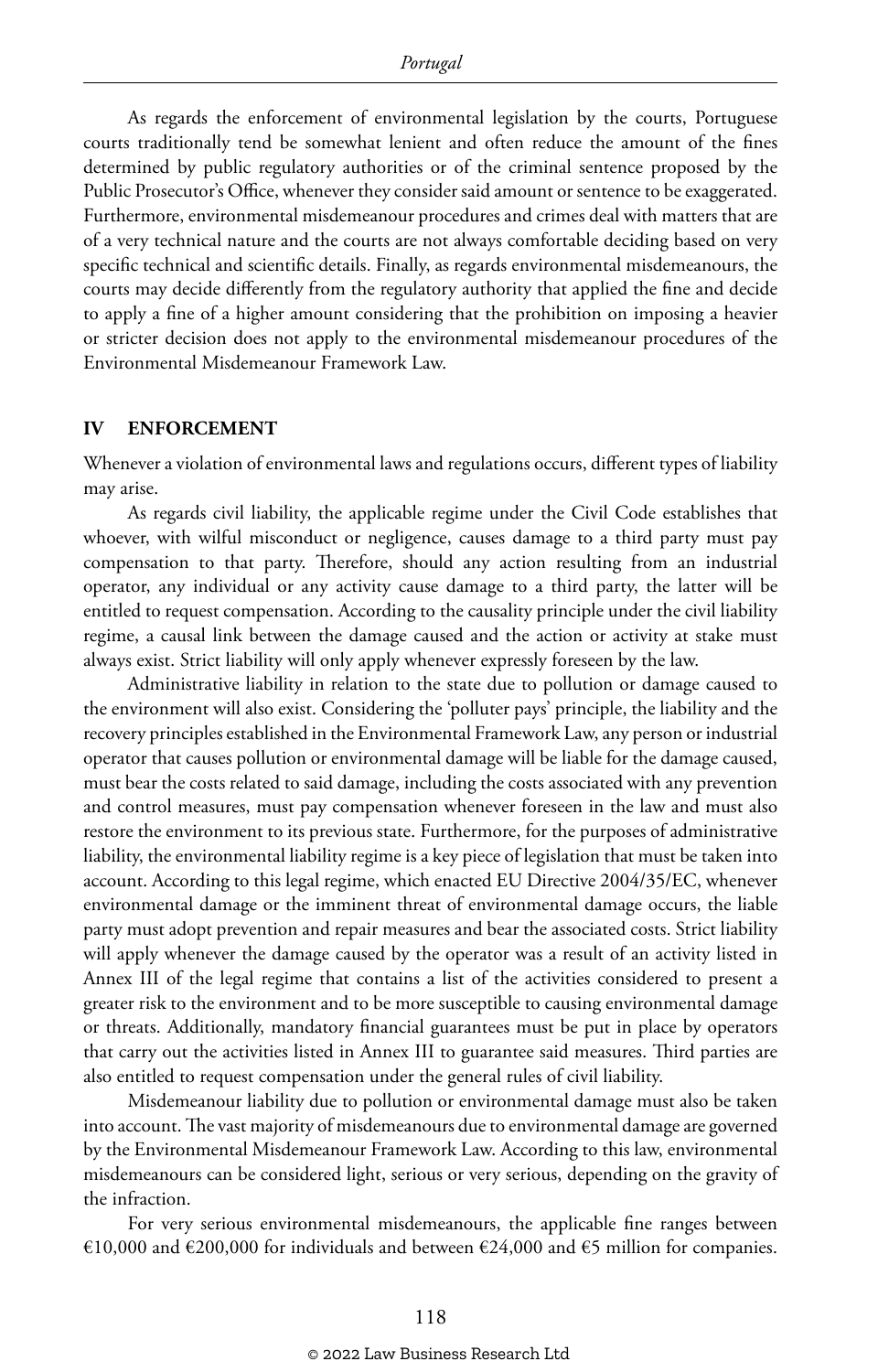As regards the enforcement of environmental legislation by the courts, Portuguese courts traditionally tend be somewhat lenient and often reduce the amount of the fines determined by public regulatory authorities or of the criminal sentence proposed by the Public Prosecutor's Office, whenever they consider said amount or sentence to be exaggerated. Furthermore, environmental misdemeanour procedures and crimes deal with matters that are of a very technical nature and the courts are not always comfortable deciding based on very specific technical and scientific details. Finally, as regards environmental misdemeanours, the courts may decide differently from the regulatory authority that applied the fine and decide to apply a fine of a higher amount considering that the prohibition on imposing a heavier or stricter decision does not apply to the environmental misdemeanour procedures of the Environmental Misdemeanour Framework Law.

## IV ENFORCEMENT

Whenever a violation of environmental laws and regulations occurs, different types of liability may arise.

As regards civil liability, the applicable regime under the Civil Code establishes that whoever, with wilful misconduct or negligence, causes damage to a third party must pay compensation to that party. Therefore, should any action resulting from an industrial operator, any individual or any activity cause damage to a third party, the latter will be entitled to request compensation. According to the causality principle under the civil liability regime, a causal link between the damage caused and the action or activity at stake must always exist. Strict liability will only apply whenever expressly foreseen by the law.

Administrative liability in relation to the state due to pollution or damage caused to the environment will also exist. Considering the 'polluter pays' principle, the liability and the recovery principles established in the Environmental Framework Law, any person or industrial operator that causes pollution or environmental damage will be liable for the damage caused, must bear the costs related to said damage, including the costs associated with any prevention and control measures, must pay compensation whenever foreseen in the law and must also restore the environment to its previous state. Furthermore, for the purposes of administrative liability, the environmental liability regime is a key piece of legislation that must be taken into account. According to this legal regime, which enacted EU Directive 2004/35/EC, whenever environmental damage or the imminent threat of environmental damage occurs, the liable party must adopt prevention and repair measures and bear the associated costs. Strict liability will apply whenever the damage caused by the operator was a result of an activity listed in Annex III of the legal regime that contains a list of the activities considered to present a greater risk to the environment and to be more susceptible to causing environmental damage or threats. Additionally, mandatory financial guarantees must be put in place by operators that carry out the activities listed in Annex III to guarantee said measures. Third parties are also entitled to request compensation under the general rules of civil liability.

Misdemeanour liability due to pollution or environmental damage must also be taken into account. The vast majority of misdemeanours due to environmental damage are governed by the Environmental Misdemeanour Framework Law. According to this law, environmental misdemeanours can be considered light, serious or very serious, depending on the gravity of the infraction.

For very serious environmental misdemeanours, the applicable fine ranges between €10,000 and €200,000 for individuals and between €24,000 and €5 million for companies.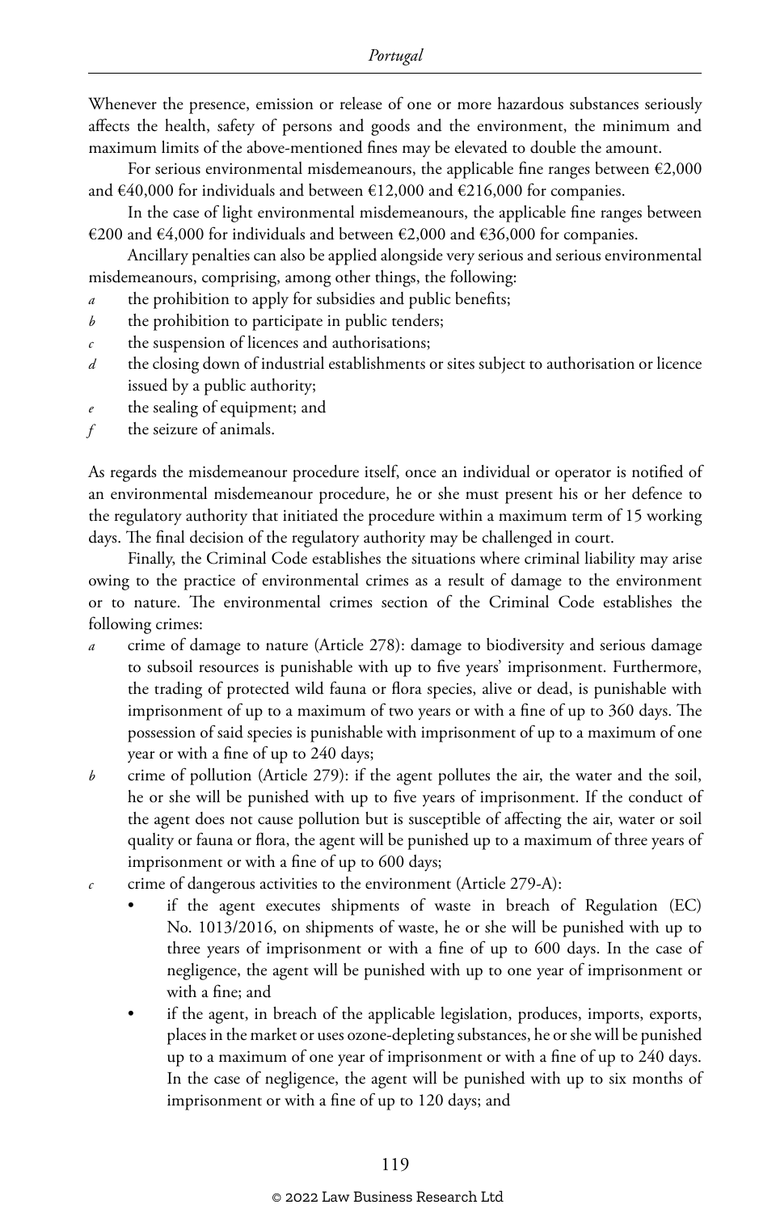Whenever the presence, emission or release of one or more hazardous substances seriously affects the health, safety of persons and goods and the environment, the minimum and maximum limits of the above-mentioned fines may be elevated to double the amount.

For serious environmental misdemeanours, the applicable fine ranges between €2,000 and €40,000 for individuals and between €12,000 and €216,000 for companies.

In the case of light environmental misdemeanours, the applicable fine ranges between €200 and €4,000 for individuals and between €2,000 and €36,000 for companies.

Ancillary penalties can also be applied alongside very serious and serious environmental misdemeanours, comprising, among other things, the following:

*a* the prohibition to apply for subsidies and public benefits;
*b* the prohibition to participate in public tenders;
*c* the suspension of licences and authorisations;
*d* the closing down of industrial establishments or sites subject to authorisation or licence issued by a public authority;
*e* the sealing of equipment; and
*f* the seizure of animals.

As regards the misdemeanour procedure itself, once an individual or operator is notified of an environmental misdemeanour procedure, he or she must present his or her defence to the regulatory authority that initiated the procedure within a maximum term of 15 working days. The final decision of the regulatory authority may be challenged in court.

Finally, the Criminal Code establishes the situations where criminal liability may arise owing to the practice of environmental crimes as a result of damage to the environment or to nature. The environmental crimes section of the Criminal Code establishes the following crimes:

*a* crime of damage to nature (Article 278): damage to biodiversity and serious damage to subsoil resources is punishable with up to five years' imprisonment. Furthermore, the trading of protected wild fauna or flora species, alive or dead, is punishable with imprisonment of up to a maximum of two years or with a fine of up to 360 days. The possession of said species is punishable with imprisonment of up to a maximum of one year or with a fine of up to 240 days;
*b* crime of pollution (Article 279): if the agent pollutes the air, the water and the soil, he or she will be punished with up to five years of imprisonment. If the conduct of the agent does not cause pollution but is susceptible of affecting the air, water or soil quality or fauna or flora, the agent will be punished up to a maximum of three years of imprisonment or with a fine of up to 600 days;
*c* crime of dangerous activities to the environment (Article 279-A):
  - if the agent executes shipments of waste in breach of Regulation (EC) No. 1013/2016, on shipments of waste, he or she will be punished with up to three years of imprisonment or with a fine of up to 600 days. In the case of negligence, the agent will be punished with up to one year of imprisonment or with a fine; and
  - if the agent, in breach of the applicable legislation, produces, imports, exports, places in the market or uses ozone-depleting substances, he or she will be punished up to a maximum of one year of imprisonment or with a fine of up to 240 days. In the case of negligence, the agent will be punished with up to six months of imprisonment or with a fine of up to 120 days; and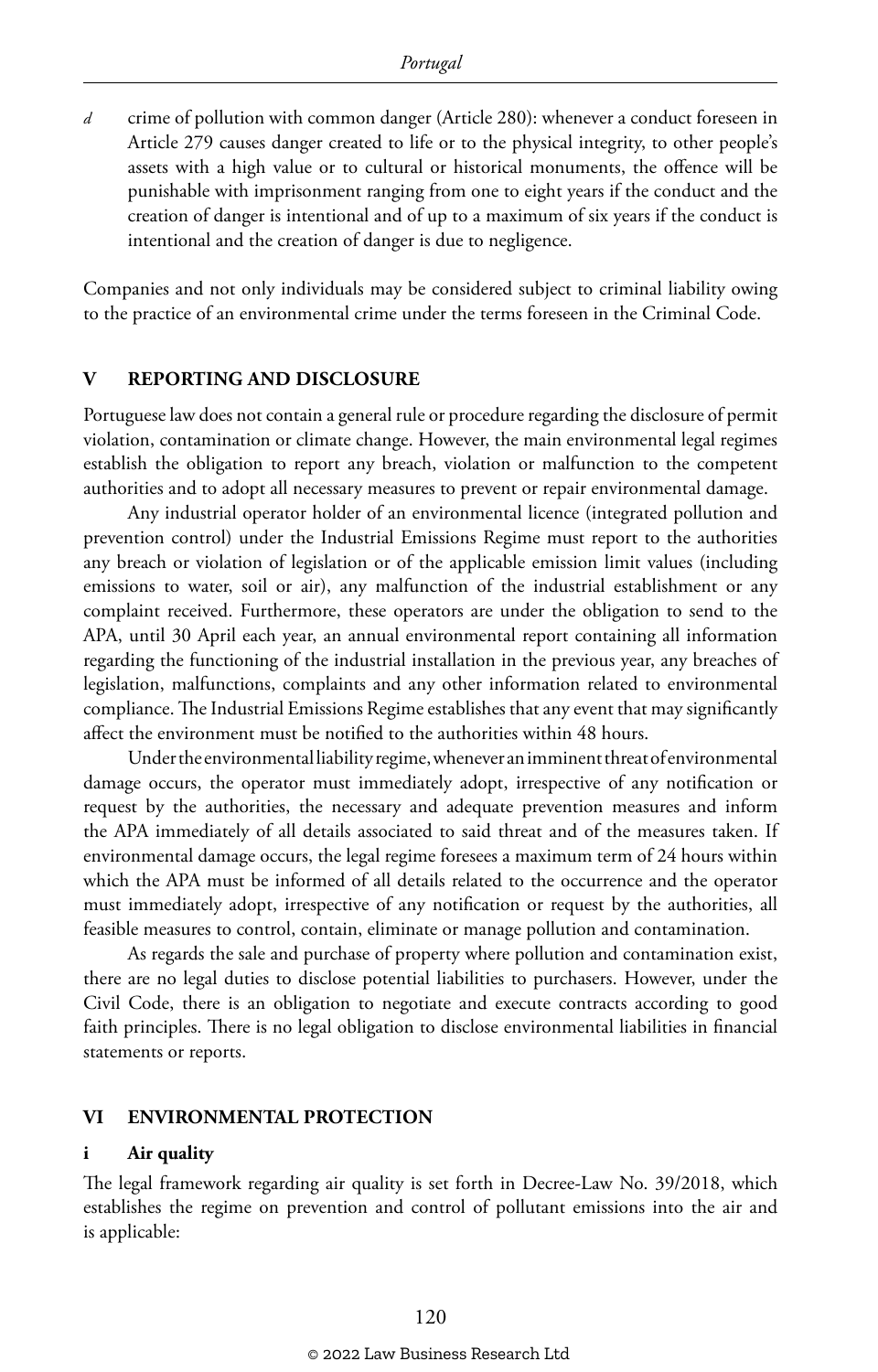*d* crime of pollution with common danger (Article 280): whenever a conduct foreseen in Article 279 causes danger created to life or to the physical integrity, to other people's assets with a high value or to cultural or historical monuments, the offence will be punishable with imprisonment ranging from one to eight years if the conduct and the creation of danger is intentional and of up to a maximum of six years if the conduct is intentional and the creation of danger is due to negligence.

Companies and not only individuals may be considered subject to criminal liability owing to the practice of an environmental crime under the terms foreseen in the Criminal Code.

## V REPORTING AND DISCLOSURE

Portuguese law does not contain a general rule or procedure regarding the disclosure of permit violation, contamination or climate change. However, the main environmental legal regimes establish the obligation to report any breach, violation or malfunction to the competent authorities and to adopt all necessary measures to prevent or repair environmental damage.

Any industrial operator holder of an environmental licence (integrated pollution and prevention control) under the Industrial Emissions Regime must report to the authorities any breach or violation of legislation or of the applicable emission limit values (including emissions to water, soil or air), any malfunction of the industrial establishment or any complaint received. Furthermore, these operators are under the obligation to send to the APA, until 30 April each year, an annual environmental report containing all information regarding the functioning of the industrial installation in the previous year, any breaches of legislation, malfunctions, complaints and any other information related to environmental compliance. The Industrial Emissions Regime establishes that any event that may significantly affect the environment must be notified to the authorities within 48 hours.

Under the environmental liability regime, whenever an imminent threat of environmental damage occurs, the operator must immediately adopt, irrespective of any notification or request by the authorities, the necessary and adequate prevention measures and inform the APA immediately of all details associated to said threat and of the measures taken. If environmental damage occurs, the legal regime foresees a maximum term of 24 hours within which the APA must be informed of all details related to the occurrence and the operator must immediately adopt, irrespective of any notification or request by the authorities, all feasible measures to control, contain, eliminate or manage pollution and contamination.

As regards the sale and purchase of property where pollution and contamination exist, there are no legal duties to disclose potential liabilities to purchasers. However, under the Civil Code, there is an obligation to negotiate and execute contracts according to good faith principles. There is no legal obligation to disclose environmental liabilities in financial statements or reports.

## VI ENVIRONMENTAL PROTECTION

### i Air quality

The legal framework regarding air quality is set forth in Decree-Law No. 39/2018, which establishes the regime on prevention and control of pollutant emissions into the air and is applicable: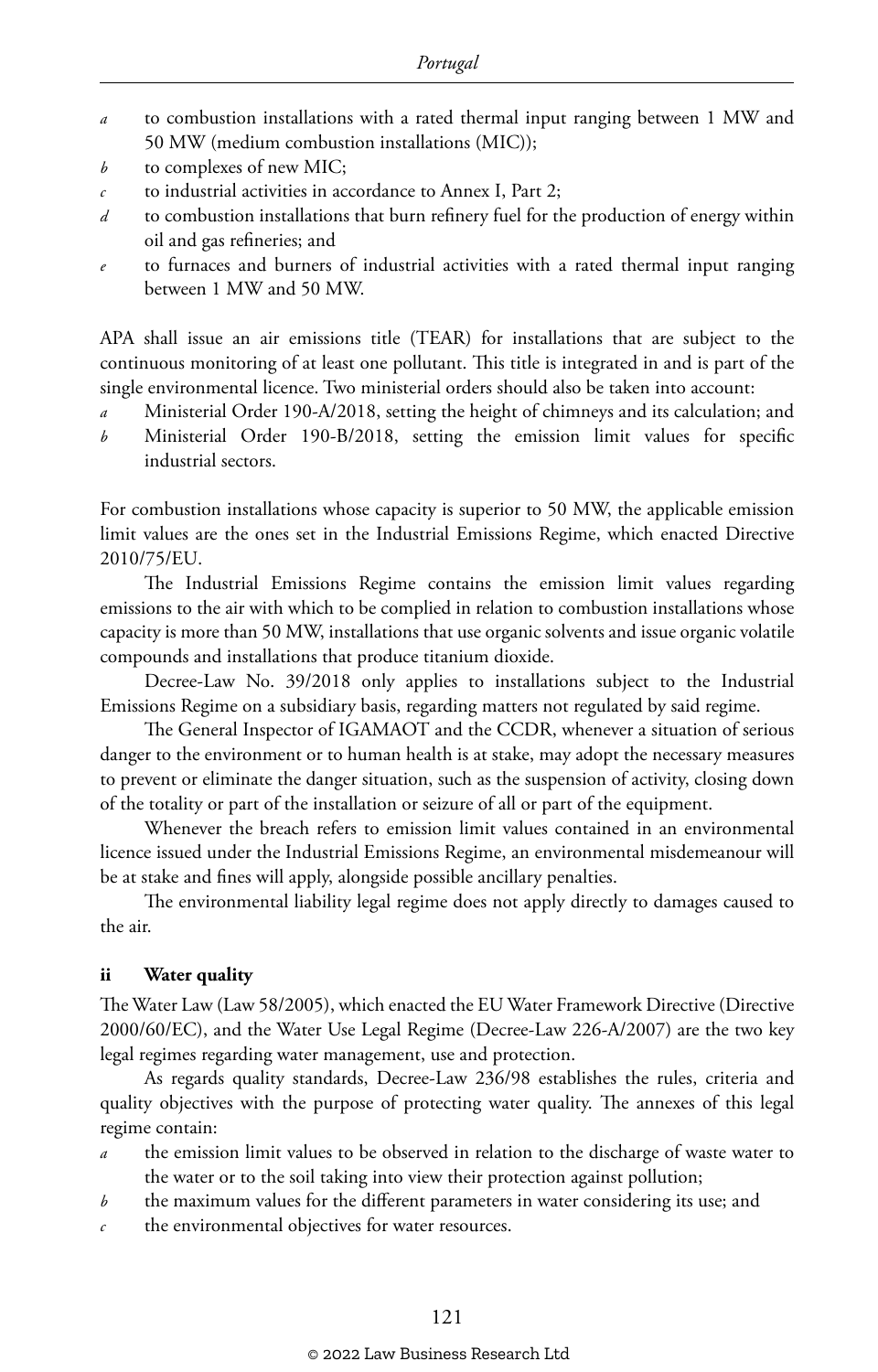*a* to combustion installations with a rated thermal input ranging between 1 MW and 50 MW (medium combustion installations (MIC));
*b* to complexes of new MIC;
*c* to industrial activities in accordance to Annex I, Part 2;
*d* to combustion installations that burn refinery fuel for the production of energy within oil and gas refineries; and
*e* to furnaces and burners of industrial activities with a rated thermal input ranging between 1 MW and 50 MW.

APA shall issue an air emissions title (TEAR) for installations that are subject to the continuous monitoring of at least one pollutant. This title is integrated in and is part of the single environmental licence. Two ministerial orders should also be taken into account:

*a* Ministerial Order 190-A/2018, setting the height of chimneys and its calculation; and
*b* Ministerial Order 190-B/2018, setting the emission limit values for specific industrial sectors.

For combustion installations whose capacity is superior to 50 MW, the applicable emission limit values are the ones set in the Industrial Emissions Regime, which enacted Directive 2010/75/EU.

The Industrial Emissions Regime contains the emission limit values regarding emissions to the air with which to be complied in relation to combustion installations whose capacity is more than 50 MW, installations that use organic solvents and issue organic volatile compounds and installations that produce titanium dioxide.

Decree-Law No. 39/2018 only applies to installations subject to the Industrial Emissions Regime on a subsidiary basis, regarding matters not regulated by said regime.

The General Inspector of IGAMAOT and the CCDR, whenever a situation of serious danger to the environment or to human health is at stake, may adopt the necessary measures to prevent or eliminate the danger situation, such as the suspension of activity, closing down of the totality or part of the installation or seizure of all or part of the equipment.

Whenever the breach refers to emission limit values contained in an environmental licence issued under the Industrial Emissions Regime, an environmental misdemeanour will be at stake and fines will apply, alongside possible ancillary penalties.

The environmental liability legal regime does not apply directly to damages caused to the air.

### ii Water quality

The Water Law (Law 58/2005), which enacted the EU Water Framework Directive (Directive 2000/60/EC), and the Water Use Legal Regime (Decree-Law 226-A/2007) are the two key legal regimes regarding water management, use and protection.

As regards quality standards, Decree-Law 236/98 establishes the rules, criteria and quality objectives with the purpose of protecting water quality. The annexes of this legal regime contain:

*a* the emission limit values to be observed in relation to the discharge of waste water to the water or to the soil taking into view their protection against pollution;
*b* the maximum values for the different parameters in water considering its use; and
*c* the environmental objectives for water resources.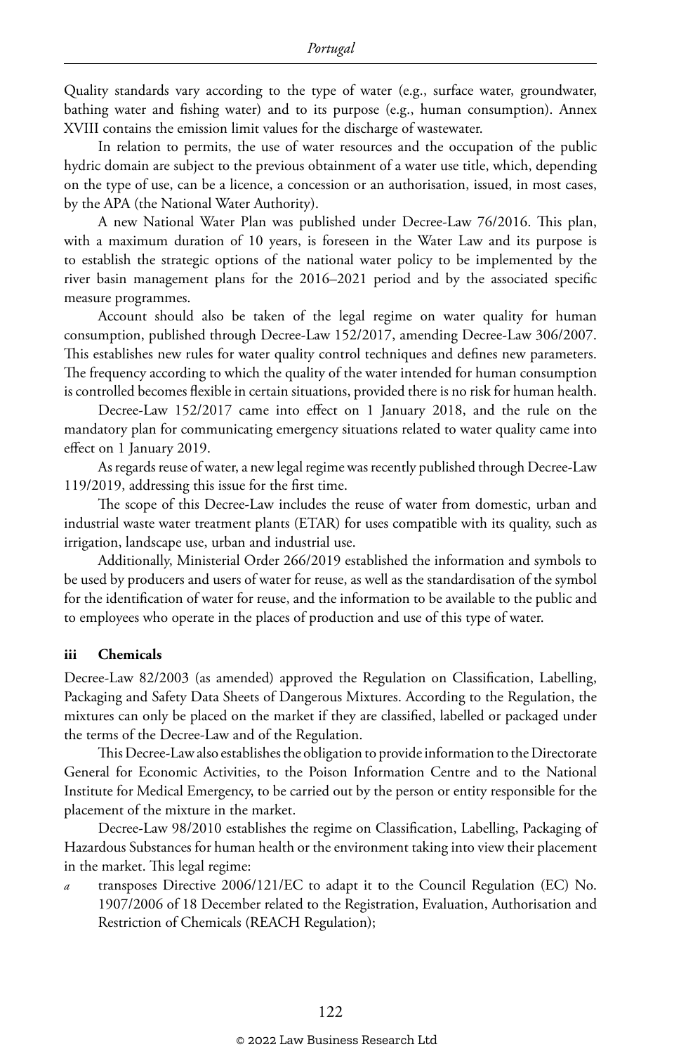Quality standards vary according to the type of water (e.g., surface water, groundwater, bathing water and fishing water) and to its purpose (e.g., human consumption). Annex XVIII contains the emission limit values for the discharge of wastewater.

In relation to permits, the use of water resources and the occupation of the public hydric domain are subject to the previous obtainment of a water use title, which, depending on the type of use, can be a licence, a concession or an authorisation, issued, in most cases, by the APA (the National Water Authority).

A new National Water Plan was published under Decree-Law 76/2016. This plan, with a maximum duration of 10 years, is foreseen in the Water Law and its purpose is to establish the strategic options of the national water policy to be implemented by the river basin management plans for the 2016–2021 period and by the associated specific measure programmes.

Account should also be taken of the legal regime on water quality for human consumption, published through Decree-Law 152/2017, amending Decree-Law 306/2007. This establishes new rules for water quality control techniques and defines new parameters. The frequency according to which the quality of the water intended for human consumption is controlled becomes flexible in certain situations, provided there is no risk for human health.

Decree-Law 152/2017 came into effect on 1 January 2018, and the rule on the mandatory plan for communicating emergency situations related to water quality came into effect on 1 January 2019.

As regards reuse of water, a new legal regime was recently published through Decree-Law 119/2019, addressing this issue for the first time.

The scope of this Decree-Law includes the reuse of water from domestic, urban and industrial waste water treatment plants (ETAR) for uses compatible with its quality, such as irrigation, landscape use, urban and industrial use.

Additionally, Ministerial Order 266/2019 established the information and symbols to be used by producers and users of water for reuse, as well as the standardisation of the symbol for the identification of water for reuse, and the information to be available to the public and to employees who operate in the places of production and use of this type of water.

#### iii Chemicals

Decree-Law 82/2003 (as amended) approved the Regulation on Classification, Labelling, Packaging and Safety Data Sheets of Dangerous Mixtures. According to the Regulation, the mixtures can only be placed on the market if they are classified, labelled or packaged under the terms of the Decree-Law and of the Regulation.

This Decree-Law also establishes the obligation to provide information to the Directorate General for Economic Activities, to the Poison Information Centre and to the National Institute for Medical Emergency, to be carried out by the person or entity responsible for the placement of the mixture in the market.

Decree-Law 98/2010 establishes the regime on Classification, Labelling, Packaging of Hazardous Substances for human health or the environment taking into view their placement in the market. This legal regime:

*a* transposes Directive 2006/121/EC to adapt it to the Council Regulation (EC) No. 1907/2006 of 18 December related to the Registration, Evaluation, Authorisation and Restriction of Chemicals (REACH Regulation);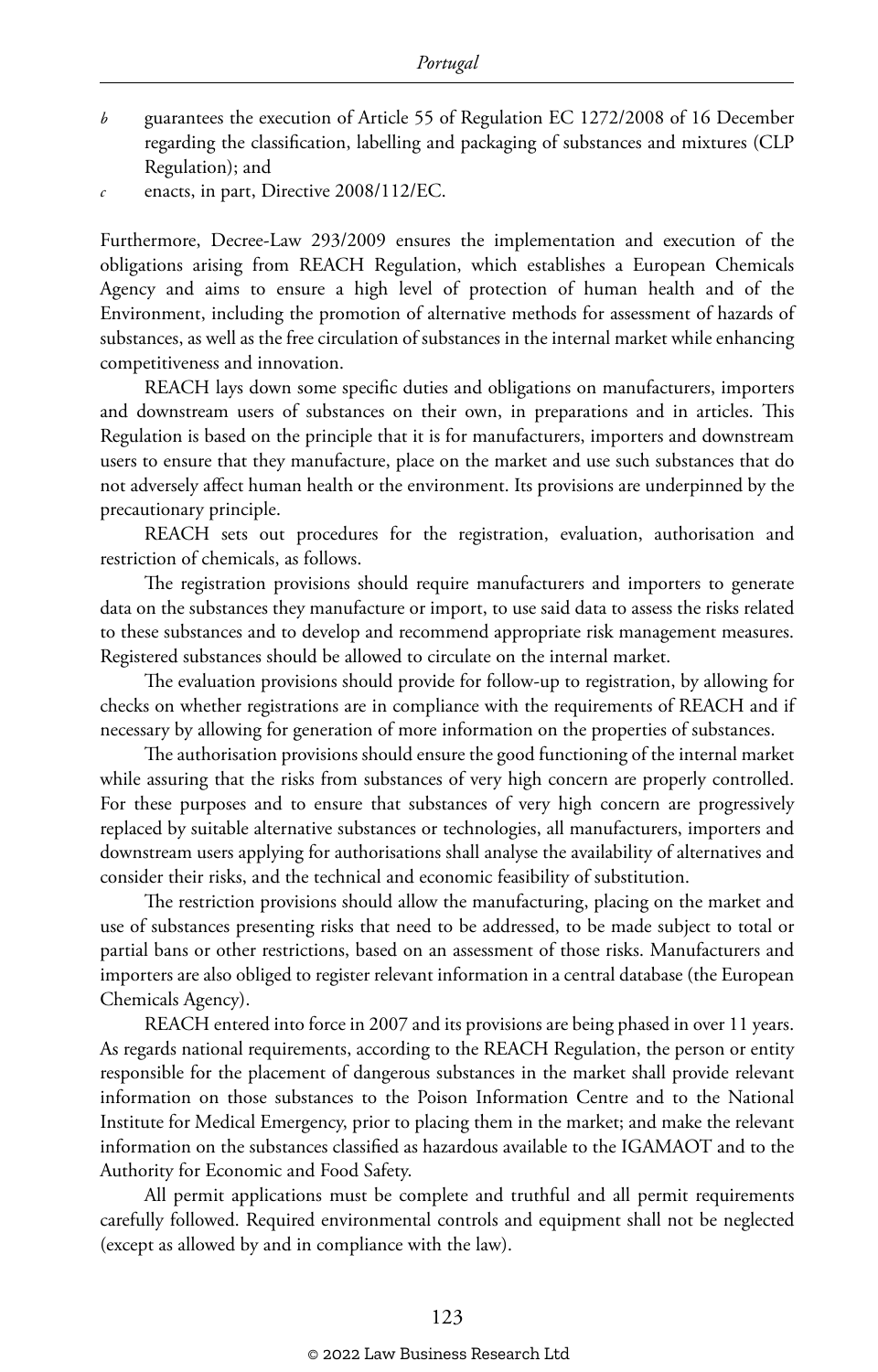*b* guarantees the execution of Article 55 of Regulation EC 1272/2008 of 16 December regarding the classification, labelling and packaging of substances and mixtures (CLP Regulation); and

*c* enacts, in part, Directive 2008/112/EC.

Furthermore, Decree-Law 293/2009 ensures the implementation and execution of the obligations arising from REACH Regulation, which establishes a European Chemicals Agency and aims to ensure a high level of protection of human health and of the Environment, including the promotion of alternative methods for assessment of hazards of substances, as well as the free circulation of substances in the internal market while enhancing competitiveness and innovation.

REACH lays down some specific duties and obligations on manufacturers, importers and downstream users of substances on their own, in preparations and in articles. This Regulation is based on the principle that it is for manufacturers, importers and downstream users to ensure that they manufacture, place on the market and use such substances that do not adversely affect human health or the environment. Its provisions are underpinned by the precautionary principle.

REACH sets out procedures for the registration, evaluation, authorisation and restriction of chemicals, as follows.

The registration provisions should require manufacturers and importers to generate data on the substances they manufacture or import, to use said data to assess the risks related to these substances and to develop and recommend appropriate risk management measures. Registered substances should be allowed to circulate on the internal market.

The evaluation provisions should provide for follow-up to registration, by allowing for checks on whether registrations are in compliance with the requirements of REACH and if necessary by allowing for generation of more information on the properties of substances.

The authorisation provisions should ensure the good functioning of the internal market while assuring that the risks from substances of very high concern are properly controlled. For these purposes and to ensure that substances of very high concern are progressively replaced by suitable alternative substances or technologies, all manufacturers, importers and downstream users applying for authorisations shall analyse the availability of alternatives and consider their risks, and the technical and economic feasibility of substitution.

The restriction provisions should allow the manufacturing, placing on the market and use of substances presenting risks that need to be addressed, to be made subject to total or partial bans or other restrictions, based on an assessment of those risks. Manufacturers and importers are also obliged to register relevant information in a central database (the European Chemicals Agency).

REACH entered into force in 2007 and its provisions are being phased in over 11 years. As regards national requirements, according to the REACH Regulation, the person or entity responsible for the placement of dangerous substances in the market shall provide relevant information on those substances to the Poison Information Centre and to the National Institute for Medical Emergency, prior to placing them in the market; and make the relevant information on the substances classified as hazardous available to the IGAMAOT and to the Authority for Economic and Food Safety.

All permit applications must be complete and truthful and all permit requirements carefully followed. Required environmental controls and equipment shall not be neglected (except as allowed by and in compliance with the law).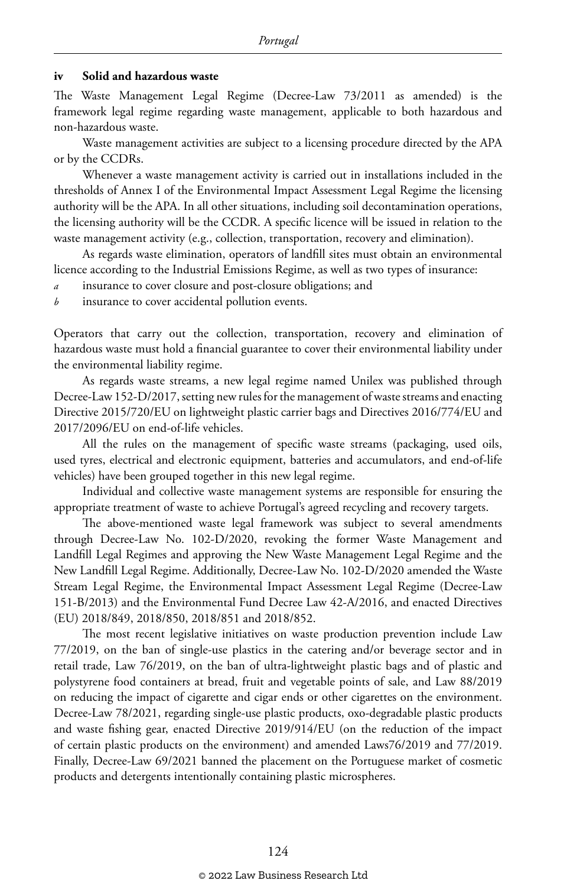### iv Solid and hazardous waste

The Waste Management Legal Regime (Decree-Law 73/2011 as amended) is the framework legal regime regarding waste management, applicable to both hazardous and non-hazardous waste.

Waste management activities are subject to a licensing procedure directed by the APA or by the CCDRs.

Whenever a waste management activity is carried out in installations included in the thresholds of Annex I of the Environmental Impact Assessment Legal Regime the licensing authority will be the APA. In all other situations, including soil decontamination operations, the licensing authority will be the CCDR. A specific licence will be issued in relation to the waste management activity (e.g., collection, transportation, recovery and elimination).

As regards waste elimination, operators of landfill sites must obtain an environmental licence according to the Industrial Emissions Regime, as well as two types of insurance:

*a* insurance to cover closure and post-closure obligations; and

*b* insurance to cover accidental pollution events.

Operators that carry out the collection, transportation, recovery and elimination of hazardous waste must hold a financial guarantee to cover their environmental liability under the environmental liability regime.

As regards waste streams, a new legal regime named Unilex was published through Decree-Law 152-D/2017, setting new rules for the management of waste streams and enacting Directive 2015/720/EU on lightweight plastic carrier bags and Directives 2016/774/EU and 2017/2096/EU on end-of-life vehicles.

All the rules on the management of specific waste streams (packaging, used oils, used tyres, electrical and electronic equipment, batteries and accumulators, and end-of-life vehicles) have been grouped together in this new legal regime.

Individual and collective waste management systems are responsible for ensuring the appropriate treatment of waste to achieve Portugal's agreed recycling and recovery targets.

The above-mentioned waste legal framework was subject to several amendments through Decree-Law No. 102-D/2020, revoking the former Waste Management and Landfill Legal Regimes and approving the New Waste Management Legal Regime and the New Landfill Legal Regime. Additionally, Decree-Law No. 102-D/2020 amended the Waste Stream Legal Regime, the Environmental Impact Assessment Legal Regime (Decree-Law 151-B/2013) and the Environmental Fund Decree Law 42-A/2016, and enacted Directives (EU) 2018/849, 2018/850, 2018/851 and 2018/852.

The most recent legislative initiatives on waste production prevention include Law 77/2019, on the ban of single-use plastics in the catering and/or beverage sector and in retail trade, Law 76/2019, on the ban of ultra-lightweight plastic bags and of plastic and polystyrene food containers at bread, fruit and vegetable points of sale, and Law 88/2019 on reducing the impact of cigarette and cigar ends or other cigarettes on the environment. Decree-Law 78/2021, regarding single-use plastic products, oxo-degradable plastic products and waste fishing gear, enacted Directive 2019/914/EU (on the reduction of the impact of certain plastic products on the environment) and amended Laws76/2019 and 77/2019. Finally, Decree-Law 69/2021 banned the placement on the Portuguese market of cosmetic products and detergents intentionally containing plastic microspheres.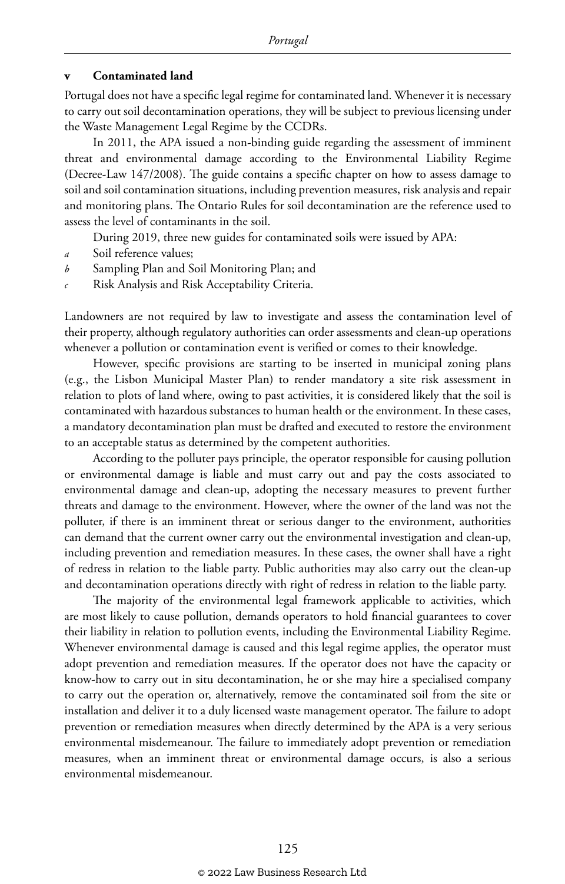### v Contaminated land

Portugal does not have a specific legal regime for contaminated land. Whenever it is necessary to carry out soil decontamination operations, they will be subject to previous licensing under the Waste Management Legal Regime by the CCDRs.

In 2011, the APA issued a non-binding guide regarding the assessment of imminent threat and environmental damage according to the Environmental Liability Regime (Decree-Law 147/2008). The guide contains a specific chapter on how to assess damage to soil and soil contamination situations, including prevention measures, risk analysis and repair and monitoring plans. The Ontario Rules for soil decontamination are the reference used to assess the level of contaminants in the soil.

During 2019, three new guides for contaminated soils were issued by APA:

*a* Soil reference values;
*b* Sampling Plan and Soil Monitoring Plan; and
*c* Risk Analysis and Risk Acceptability Criteria.

Landowners are not required by law to investigate and assess the contamination level of their property, although regulatory authorities can order assessments and clean-up operations whenever a pollution or contamination event is verified or comes to their knowledge.

However, specific provisions are starting to be inserted in municipal zoning plans (e.g., the Lisbon Municipal Master Plan) to render mandatory a site risk assessment in relation to plots of land where, owing to past activities, it is considered likely that the soil is contaminated with hazardous substances to human health or the environment. In these cases, a mandatory decontamination plan must be drafted and executed to restore the environment to an acceptable status as determined by the competent authorities.

According to the polluter pays principle, the operator responsible for causing pollution or environmental damage is liable and must carry out and pay the costs associated to environmental damage and clean-up, adopting the necessary measures to prevent further threats and damage to the environment. However, where the owner of the land was not the polluter, if there is an imminent threat or serious danger to the environment, authorities can demand that the current owner carry out the environmental investigation and clean-up, including prevention and remediation measures. In these cases, the owner shall have a right of redress in relation to the liable party. Public authorities may also carry out the clean-up and decontamination operations directly with right of redress in relation to the liable party.

The majority of the environmental legal framework applicable to activities, which are most likely to cause pollution, demands operators to hold financial guarantees to cover their liability in relation to pollution events, including the Environmental Liability Regime. Whenever environmental damage is caused and this legal regime applies, the operator must adopt prevention and remediation measures. If the operator does not have the capacity or know-how to carry out in situ decontamination, he or she may hire a specialised company to carry out the operation or, alternatively, remove the contaminated soil from the site or installation and deliver it to a duly licensed waste management operator. The failure to adopt prevention or remediation measures when directly determined by the APA is a very serious environmental misdemeanour. The failure to immediately adopt prevention or remediation measures, when an imminent threat or environmental damage occurs, is also a serious environmental misdemeanour.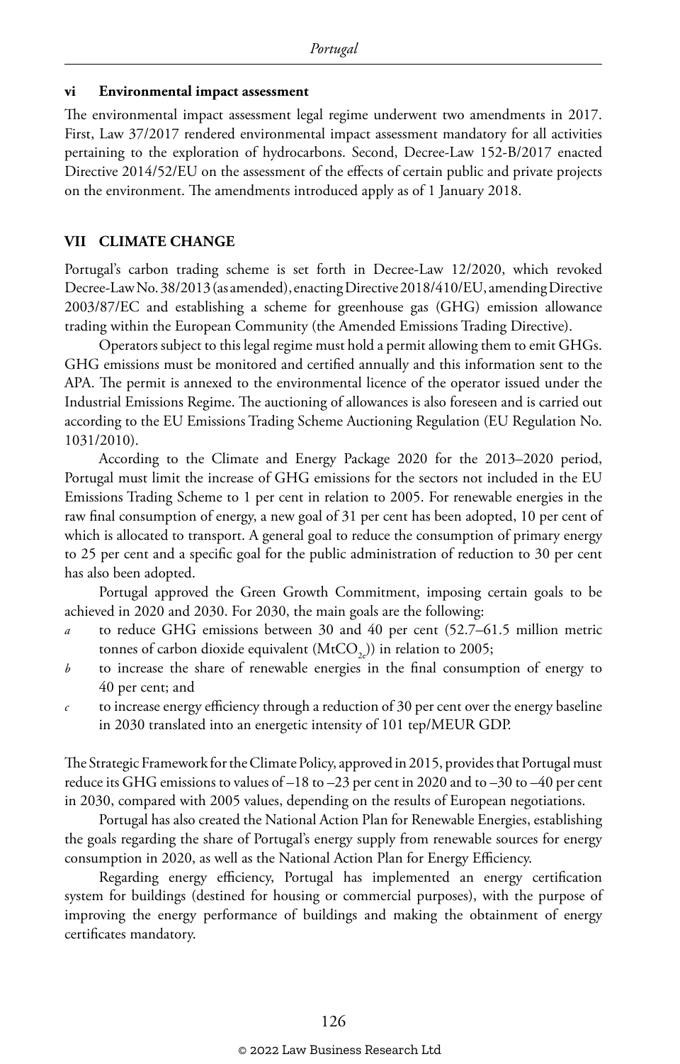### vi Environmental impact assessment

The environmental impact assessment legal regime underwent two amendments in 2017. First, Law 37/2017 rendered environmental impact assessment mandatory for all activities pertaining to the exploration of hydrocarbons. Second, Decree-Law 152-B/2017 enacted Directive 2014/52/EU on the assessment of the effects of certain public and private projects on the environment. The amendments introduced apply as of 1 January 2018.

## VII CLIMATE CHANGE

Portugal's carbon trading scheme is set forth in Decree-Law 12/2020, which revoked Decree-Law No. 38/2013 (as amended), enacting Directive 2018/410/EU, amending Directive 2003/87/EC and establishing a scheme for greenhouse gas (GHG) emission allowance trading within the European Community (the Amended Emissions Trading Directive).

Operators subject to this legal regime must hold a permit allowing them to emit GHGs. GHG emissions must be monitored and certified annually and this information sent to the APA. The permit is annexed to the environmental licence of the operator issued under the Industrial Emissions Regime. The auctioning of allowances is also foreseen and is carried out according to the EU Emissions Trading Scheme Auctioning Regulation (EU Regulation No. 1031/2010).

According to the Climate and Energy Package 2020 for the 2013–2020 period, Portugal must limit the increase of GHG emissions for the sectors not included in the EU Emissions Trading Scheme to 1 per cent in relation to 2005. For renewable energies in the raw final consumption of energy, a new goal of 31 per cent has been adopted, 10 per cent of which is allocated to transport. A general goal to reduce the consumption of primary energy to 25 per cent and a specific goal for the public administration of reduction to 30 per cent has also been adopted.

Portugal approved the Green Growth Commitment, imposing certain goals to be achieved in 2020 and 2030. For 2030, the main goals are the following:

- *a* to reduce GHG emissions between 30 and 40 per cent (52.7–61.5 million metric tonnes of carbon dioxide equivalent ($MtCO_{2e}$)) in relation to 2005;
- *b* to increase the share of renewable energies in the final consumption of energy to 40 per cent; and
- *c* to increase energy efficiency through a reduction of 30 per cent over the energy baseline in 2030 translated into an energetic intensity of 101 tep/MEUR GDP.

The Strategic Framework for the Climate Policy, approved in 2015, provides that Portugal must reduce its GHG emissions to values of –18 to –23 per cent in 2020 and to –30 to –40 per cent in 2030, compared with 2005 values, depending on the results of European negotiations.

Portugal has also created the National Action Plan for Renewable Energies, establishing the goals regarding the share of Portugal's energy supply from renewable sources for energy consumption in 2020, as well as the National Action Plan for Energy Efficiency.

Regarding energy efficiency, Portugal has implemented an energy certification system for buildings (destined for housing or commercial purposes), with the purpose of improving the energy performance of buildings and making the obtainment of energy certificates mandatory.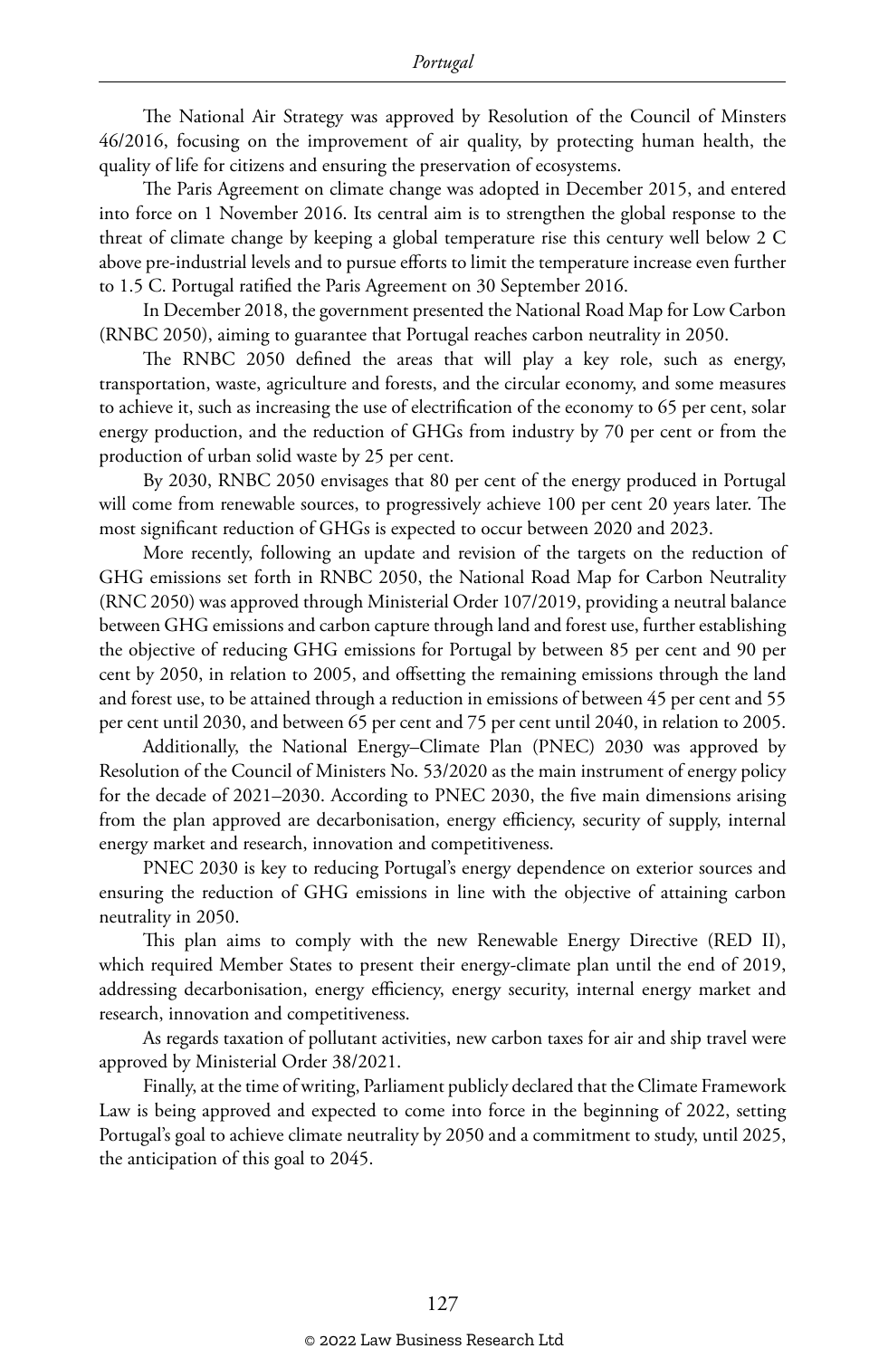The National Air Strategy was approved by Resolution of the Council of Minsters 46/2016, focusing on the improvement of air quality, by protecting human health, the quality of life for citizens and ensuring the preservation of ecosystems.

The Paris Agreement on climate change was adopted in December 2015, and entered into force on 1 November 2016. Its central aim is to strengthen the global response to the threat of climate change by keeping a global temperature rise this century well below 2 C above pre-industrial levels and to pursue efforts to limit the temperature increase even further to 1.5 C. Portugal ratified the Paris Agreement on 30 September 2016.

In December 2018, the government presented the National Road Map for Low Carbon (RNBC 2050), aiming to guarantee that Portugal reaches carbon neutrality in 2050.

The RNBC 2050 defined the areas that will play a key role, such as energy, transportation, waste, agriculture and forests, and the circular economy, and some measures to achieve it, such as increasing the use of electrification of the economy to 65 per cent, solar energy production, and the reduction of GHGs from industry by 70 per cent or from the production of urban solid waste by 25 per cent.

By 2030, RNBC 2050 envisages that 80 per cent of the energy produced in Portugal will come from renewable sources, to progressively achieve 100 per cent 20 years later. The most significant reduction of GHGs is expected to occur between 2020 and 2023.

More recently, following an update and revision of the targets on the reduction of GHG emissions set forth in RNBC 2050, the National Road Map for Carbon Neutrality (RNC 2050) was approved through Ministerial Order 107/2019, providing a neutral balance between GHG emissions and carbon capture through land and forest use, further establishing the objective of reducing GHG emissions for Portugal by between 85 per cent and 90 per cent by 2050, in relation to 2005, and offsetting the remaining emissions through the land and forest use, to be attained through a reduction in emissions of between 45 per cent and 55 per cent until 2030, and between 65 per cent and 75 per cent until 2040, in relation to 2005.

Additionally, the National Energy–Climate Plan (PNEC) 2030 was approved by Resolution of the Council of Ministers No. 53/2020 as the main instrument of energy policy for the decade of 2021–2030. According to PNEC 2030, the five main dimensions arising from the plan approved are decarbonisation, energy efficiency, security of supply, internal energy market and research, innovation and competitiveness.

PNEC 2030 is key to reducing Portugal's energy dependence on exterior sources and ensuring the reduction of GHG emissions in line with the objective of attaining carbon neutrality in 2050.

This plan aims to comply with the new Renewable Energy Directive (RED II), which required Member States to present their energy-climate plan until the end of 2019, addressing decarbonisation, energy efficiency, energy security, internal energy market and research, innovation and competitiveness.

As regards taxation of pollutant activities, new carbon taxes for air and ship travel were approved by Ministerial Order 38/2021.

Finally, at the time of writing, Parliament publicly declared that the Climate Framework Law is being approved and expected to come into force in the beginning of 2022, setting Portugal's goal to achieve climate neutrality by 2050 and a commitment to study, until 2025, the anticipation of this goal to 2045.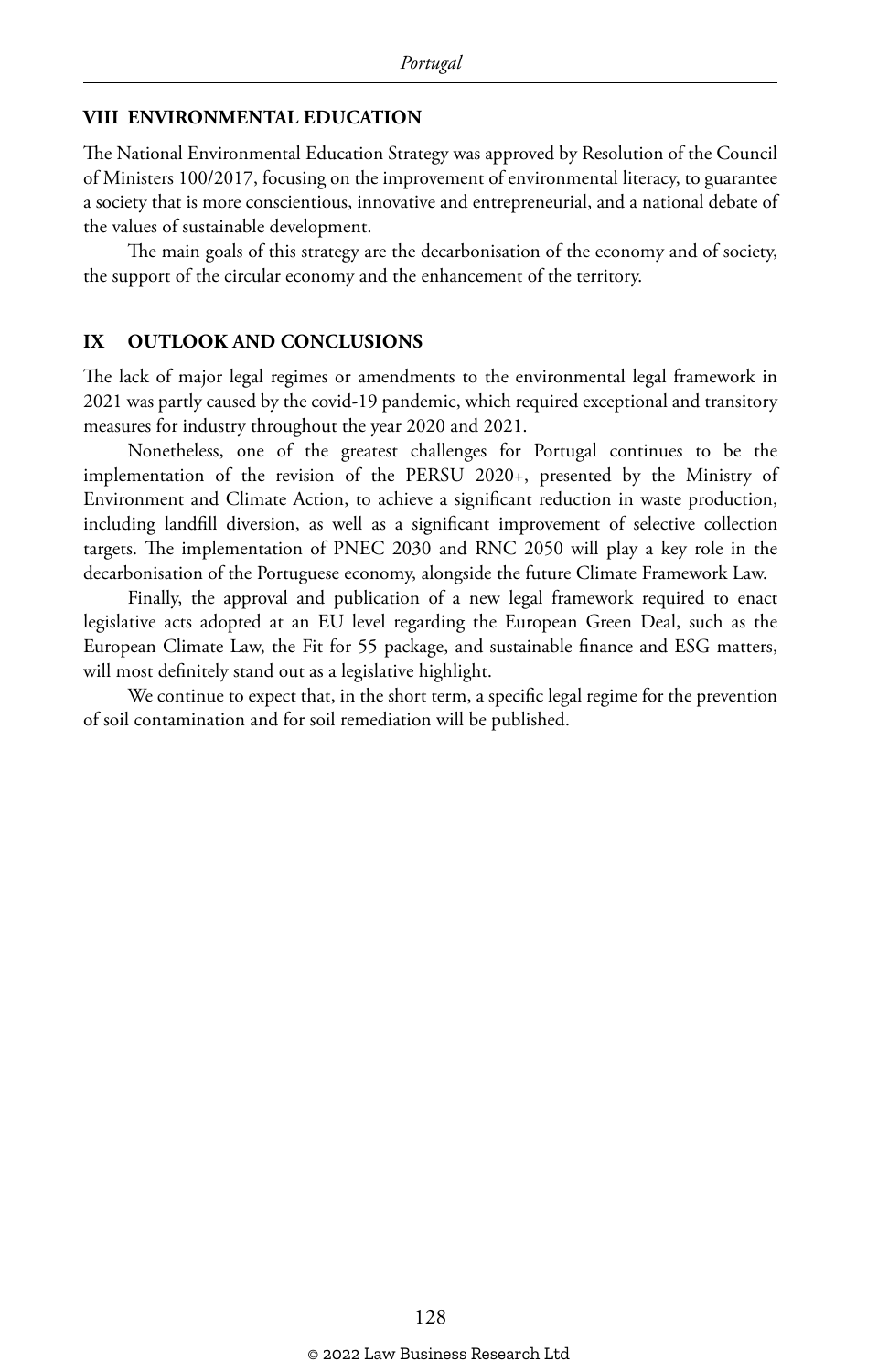## VIII ENVIRONMENTAL EDUCATION

The National Environmental Education Strategy was approved by Resolution of the Council of Ministers 100/2017, focusing on the improvement of environmental literacy, to guarantee a society that is more conscientious, innovative and entrepreneurial, and a national debate of the values of sustainable development.

The main goals of this strategy are the decarbonisation of the economy and of society, the support of the circular economy and the enhancement of the territory.

## IX OUTLOOK AND CONCLUSIONS

The lack of major legal regimes or amendments to the environmental legal framework in 2021 was partly caused by the covid-19 pandemic, which required exceptional and transitory measures for industry throughout the year 2020 and 2021.

Nonetheless, one of the greatest challenges for Portugal continues to be the implementation of the revision of the PERSU 2020+, presented by the Ministry of Environment and Climate Action, to achieve a significant reduction in waste production, including landfill diversion, as well as a significant improvement of selective collection targets. The implementation of PNEC 2030 and RNC 2050 will play a key role in the decarbonisation of the Portuguese economy, alongside the future Climate Framework Law.

Finally, the approval and publication of a new legal framework required to enact legislative acts adopted at an EU level regarding the European Green Deal, such as the European Climate Law, the Fit for 55 package, and sustainable finance and ESG matters, will most definitely stand out as a legislative highlight.

We continue to expect that, in the short term, a specific legal regime for the prevention of soil contamination and for soil remediation will be published.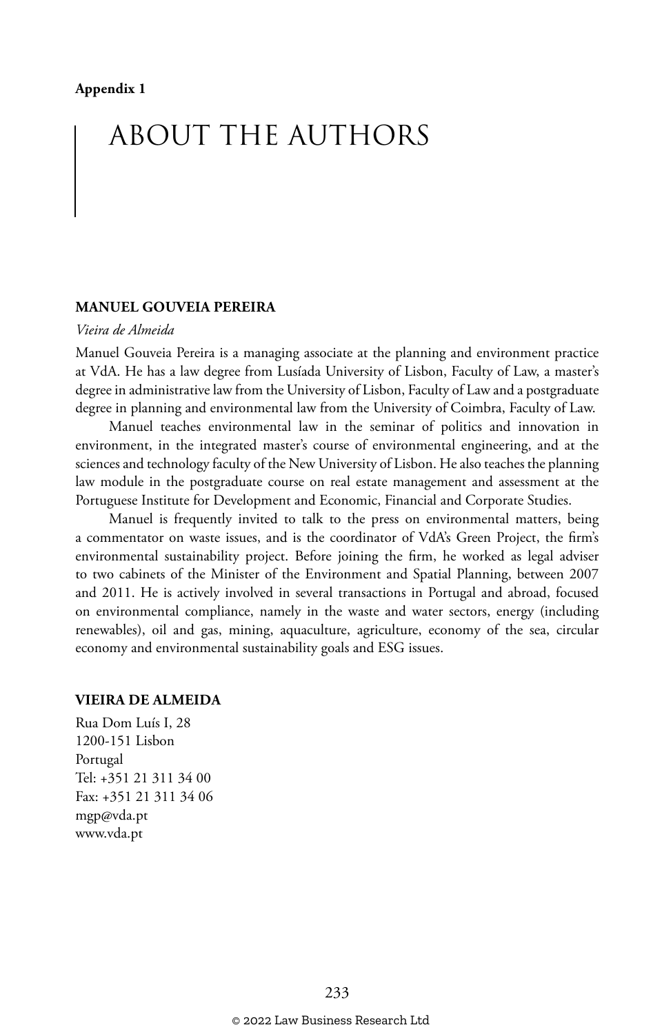**Appendix 1**

# ABOUT THE AUTHORS

**MANUEL GOUVEIA PEREIRA**

*Vieira de Almeida*

Manuel Gouveia Pereira is a managing associate at the planning and environment practice at VdA. He has a law degree from Lusíada University of Lisbon, Faculty of Law, a master's degree in administrative law from the University of Lisbon, Faculty of Law and a postgraduate degree in planning and environmental law from the University of Coimbra, Faculty of Law.

Manuel teaches environmental law in the seminar of politics and innovation in environment, in the integrated master's course of environmental engineering, and at the sciences and technology faculty of the New University of Lisbon. He also teaches the planning law module in the postgraduate course on real estate management and assessment at the Portuguese Institute for Development and Economic, Financial and Corporate Studies.

Manuel is frequently invited to talk to the press on environmental matters, being a commentator on waste issues, and is the coordinator of VdA's Green Project, the firm's environmental sustainability project. Before joining the firm, he worked as legal adviser to two cabinets of the Minister of the Environment and Spatial Planning, between 2007 and 2011. He is actively involved in several transactions in Portugal and abroad, focused on environmental compliance, namely in the waste and water sectors, energy (including renewables), oil and gas, mining, aquaculture, agriculture, economy of the sea, circular economy and environmental sustainability goals and ESG issues.

**VIEIRA DE ALMEIDA**

Rua Dom Luís I, 28
1200-151 Lisbon
Portugal
Tel: +351 21 311 34 00
Fax: +351 21 311 34 06
mgp@vda.pt
www.vda.pt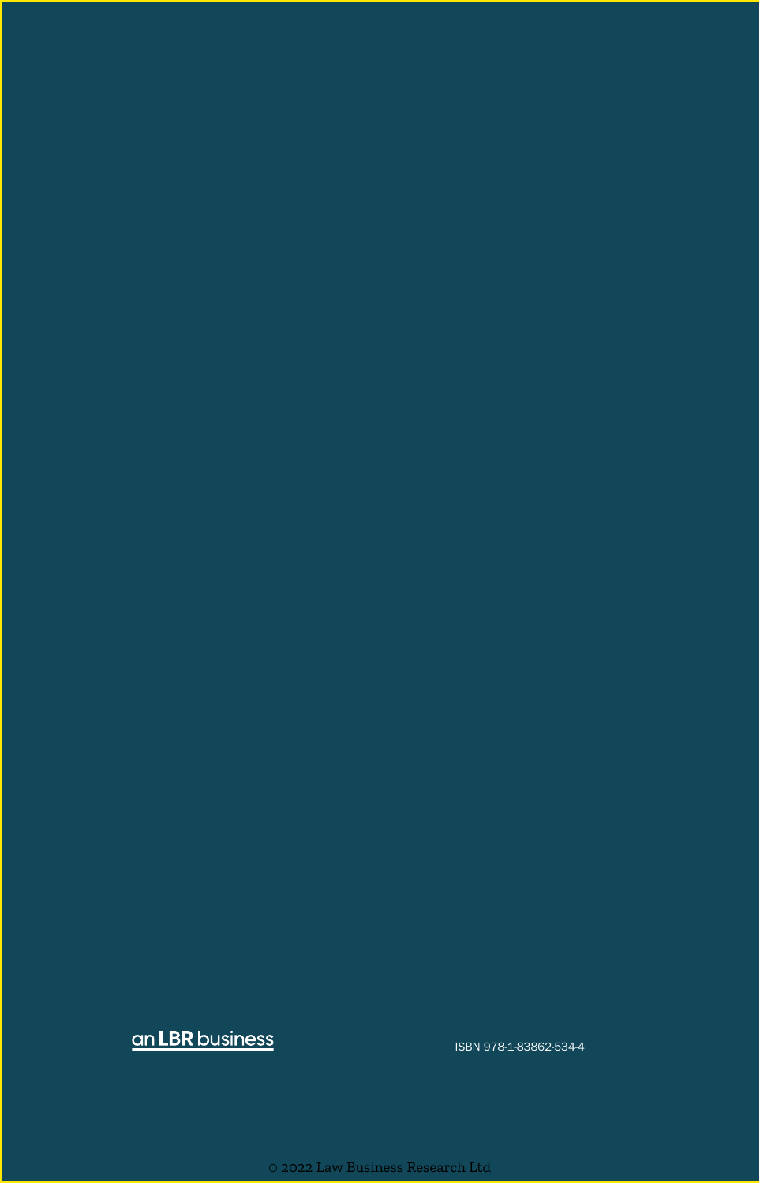an LBR business

ISBN 978-1-83862-534-4

© 2022 Law Business Research Ltd